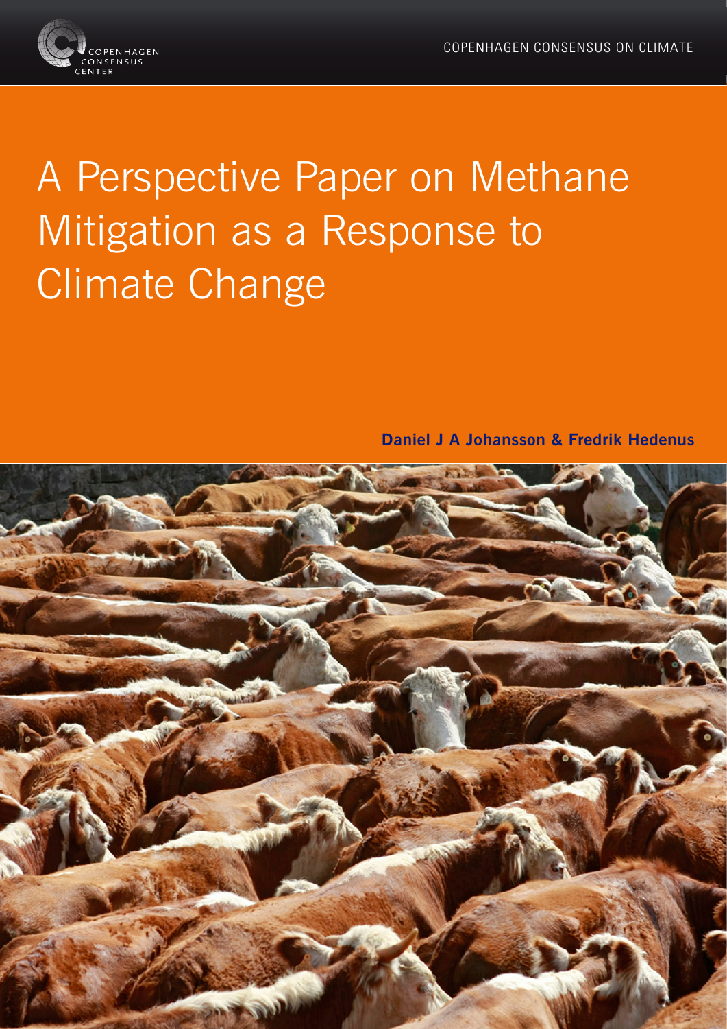COPENHAGEN CONSENSUS ON CLIMATE

# A Perspective Paper on Methane Mitigation as a Response to Climate Change

**Daniel J A Johansson & Fredrik Hedenus**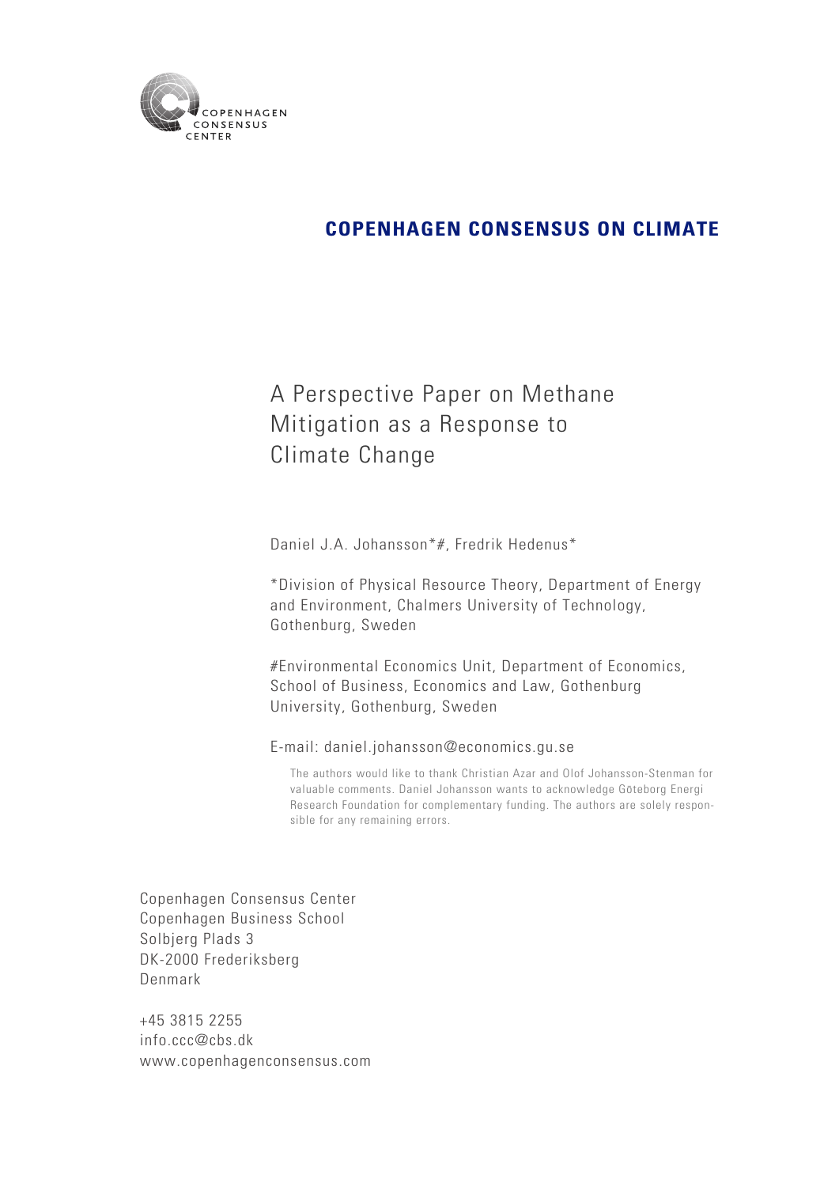COPENHAGEN CONSENSUS CENTER

**COPENHAGEN CONSENSUS ON CLIMATE**

# A Perspective Paper on Methane Mitigation as a Response to Climate Change

Daniel J.A. Johansson*#, Fredrik Hedenus*

*Division of Physical Resource Theory, Department of Energy and Environment, Chalmers University of Technology, Gothenburg, Sweden

#Environmental Economics Unit, Department of Economics, School of Business, Economics and Law, Gothenburg University, Gothenburg, Sweden

E-mail: daniel.johansson@economics.gu.se

The authors would like to thank Christian Azar and Olof Johansson-Stenman for valuable comments. Daniel Johansson wants to acknowledge Göteborg Energi Research Foundation for complementary funding. The authors are solely responsible for any remaining errors.

Copenhagen Consensus Center
Copenhagen Business School
Solbjerg Plads 3
DK-2000 Frederiksberg
Denmark

+45 3815 2255
info.ccc@cbs.dk
www.copenhagenconsensus.com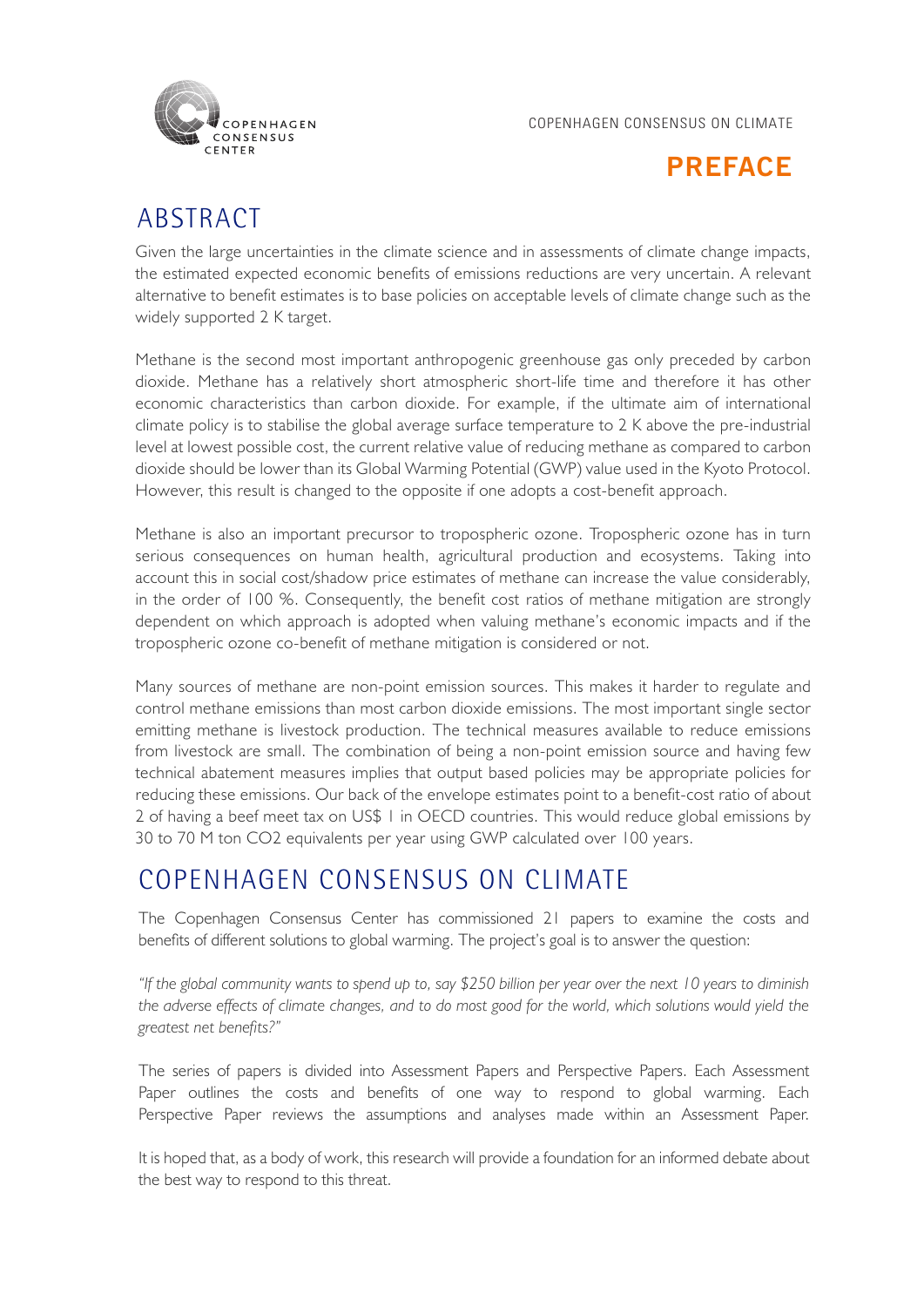# PREFACE

## ABSTRACT

Given the large uncertainties in the climate science and in assessments of climate change impacts, the estimated expected economic benefits of emissions reductions are very uncertain. A relevant alternative to benefit estimates is to base policies on acceptable levels of climate change such as the widely supported 2 K target.

Methane is the second most important anthropogenic greenhouse gas only preceded by carbon dioxide. Methane has a relatively short atmospheric short-life time and therefore it has other economic characteristics than carbon dioxide. For example, if the ultimate aim of international climate policy is to stabilise the global average surface temperature to 2 K above the pre-industrial level at lowest possible cost, the current relative value of reducing methane as compared to carbon dioxide should be lower than its Global Warming Potential (GWP) value used in the Kyoto Protocol. However, this result is changed to the opposite if one adopts a cost-benefit approach.

Methane is also an important precursor to tropospheric ozone. Tropospheric ozone has in turn serious consequences on human health, agricultural production and ecosystems. Taking into account this in social cost/shadow price estimates of methane can increase the value considerably, in the order of 100 %. Consequently, the benefit cost ratios of methane mitigation are strongly dependent on which approach is adopted when valuing methane's economic impacts and if the tropospheric ozone co-benefit of methane mitigation is considered or not.

Many sources of methane are non-point emission sources. This makes it harder to regulate and control methane emissions than most carbon dioxide emissions. The most important single sector emitting methane is livestock production. The technical measures available to reduce emissions from livestock are small. The combination of being a non-point emission source and having few technical abatement measures implies that output based policies may be appropriate policies for reducing these emissions. Our back of the envelope estimates point to a benefit-cost ratio of about 2 of having a beef meet tax on US$ 1 in OECD countries. This would reduce global emissions by 30 to 70 M ton $CO_2$ equivalents per year using GWP calculated over 100 years.

## COPENHAGEN CONSENSUS ON CLIMATE

The Copenhagen Consensus Center has commissioned 21 papers to examine the costs and benefits of different solutions to global warming. The project's goal is to answer the question:

*"If the global community wants to spend up to, say $250 billion per year over the next 10 years to diminish the adverse effects of climate changes, and to do most good for the world, which solutions would yield the greatest net benefits?"*

The series of papers is divided into Assessment Papers and Perspective Papers. Each Assessment Paper outlines the costs and benefits of one way to respond to global warming. Each Perspective Paper reviews the assumptions and analyses made within an Assessment Paper.

It is hoped that, as a body of work, this research will provide a foundation for an informed debate about the best way to respond to this threat.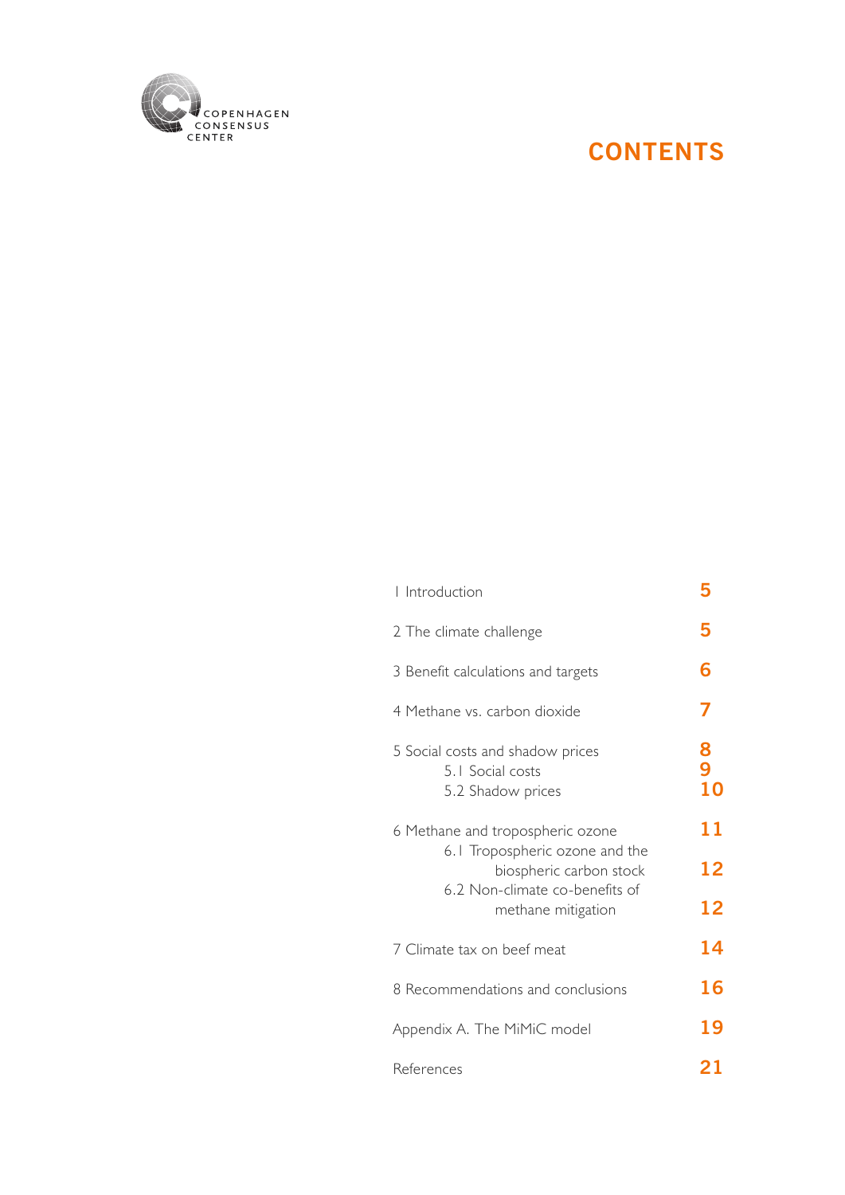COPENHAGEN CONSENSUS CENTER

# CONTENTS

| | |
|---|---|
| 1 Introduction | 5 |
| 2 The climate challenge | 5 |
| 3 Benefit calculations and targets | 6 |
| 4 Methane vs. carbon dioxide | 7 |
| 5 Social costs and shadow prices | 8 |
| 5.1 Social costs | 9 |
| 5.2 Shadow prices | 10 |
| 6 Methane and tropospheric ozone | 11 |
| 6.1 Tropospheric ozone and the biospheric carbon stock | 12 |
| 6.2 Non-climate co-benefits of methane mitigation | 12 |
| 7 Climate tax on beef meat | 14 |
| 8 Recommendations and conclusions | 16 |
| Appendix A. The MiMiC model | 19 |
| References | 21 |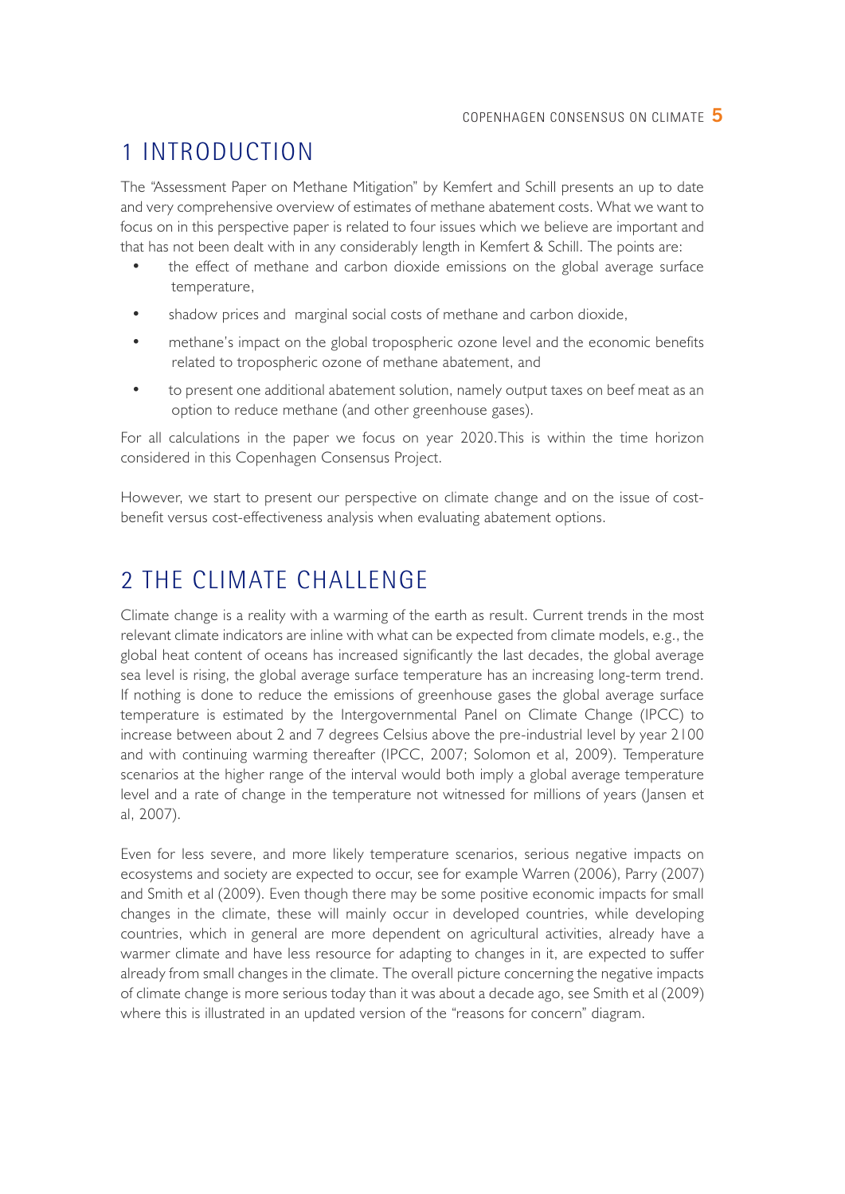# 1 INTRODUCTION

The "Assessment Paper on Methane Mitigation" by Kemfert and Schill presents an up to date and very comprehensive overview of estimates of methane abatement costs. What we want to focus on in this perspective paper is related to four issues which we believe are important and that has not been dealt with in any considerably length in Kemfert & Schill. The points are:

- the effect of methane and carbon dioxide emissions on the global average surface temperature,
- shadow prices and marginal social costs of methane and carbon dioxide,
- methane's impact on the global tropospheric ozone level and the economic benefits related to tropospheric ozone of methane abatement, and
- to present one additional abatement solution, namely output taxes on beef meat as an option to reduce methane (and other greenhouse gases).

For all calculations in the paper we focus on year 2020. This is within the time horizon considered in this Copenhagen Consensus Project.

However, we start to present our perspective on climate change and on the issue of cost-benefit versus cost-effectiveness analysis when evaluating abatement options.

# 2 THE CLIMATE CHALLENGE

Climate change is a reality with a warming of the earth as result. Current trends in the most relevant climate indicators are inline with what can be expected from climate models, e.g., the global heat content of oceans has increased significantly the last decades, the global average sea level is rising, the global average surface temperature has an increasing long-term trend. If nothing is done to reduce the emissions of greenhouse gases the global average surface temperature is estimated by the Intergovernmental Panel on Climate Change (IPCC) to increase between about 2 and 7 degrees Celsius above the pre-industrial level by year 2100 and with continuing warming thereafter (IPCC, 2007; Solomon et al, 2009). Temperature scenarios at the higher range of the interval would both imply a global average temperature level and a rate of change in the temperature not witnessed for millions of years (Jansen et al, 2007).

Even for less severe, and more likely temperature scenarios, serious negative impacts on ecosystems and society are expected to occur, see for example Warren (2006), Parry (2007) and Smith et al (2009). Even though there may be some positive economic impacts for small changes in the climate, these will mainly occur in developed countries, while developing countries, which in general are more dependent on agricultural activities, already have a warmer climate and have less resource for adapting to changes in it, are expected to suffer already from small changes in the climate. The overall picture concerning the negative impacts of climate change is more serious today than it was about a decade ago, see Smith et al (2009) where this is illustrated in an updated version of the "reasons for concern" diagram.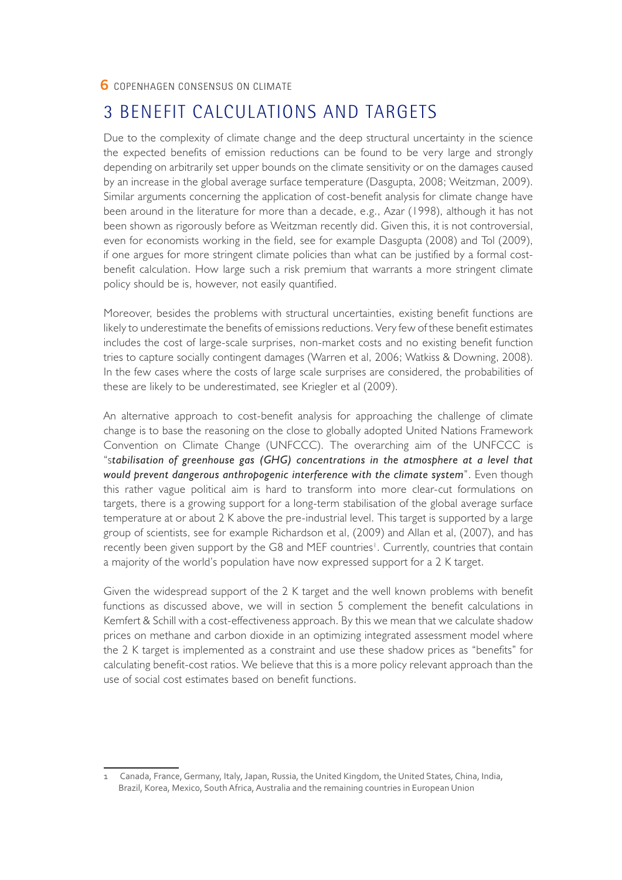# 3 BENEFIT CALCULATIONS AND TARGETS

Due to the complexity of climate change and the deep structural uncertainty in the science the expected benefits of emission reductions can be found to be very large and strongly depending on arbitrarily set upper bounds on the climate sensitivity or on the damages caused by an increase in the global average surface temperature (Dasgupta, 2008; Weitzman, 2009). Similar arguments concerning the application of cost-benefit analysis for climate change have been around in the literature for more than a decade, e.g., Azar (1998), although it has not been shown as rigorously before as Weitzman recently did. Given this, it is not controversial, even for economists working in the field, see for example Dasgupta (2008) and Tol (2009), if one argues for more stringent climate policies than what can be justified by a formal cost-benefit calculation. How large such a risk premium that warrants a more stringent climate policy should be is, however, not easily quantified.

Moreover, besides the problems with structural uncertainties, existing benefit functions are likely to underestimate the benefits of emissions reductions. Very few of these benefit estimates includes the cost of large-scale surprises, non-market costs and no existing benefit function tries to capture socially contingent damages (Warren et al, 2006; Watkiss & Downing, 2008). In the few cases where the costs of large scale surprises are considered, the probabilities of these are likely to be underestimated, see Kriegler et al (2009).

An alternative approach to cost-benefit analysis for approaching the challenge of climate change is to base the reasoning on the close to globally adopted United Nations Framework Convention on Climate Change (UNFCCC). The overarching aim of the UNFCCC is "s***tabilisation of greenhouse gas (GHG) concentrations in the atmosphere at a level that would prevent dangerous anthropogenic interference with the climate system***". Even though this rather vague political aim is hard to transform into more clear-cut formulations on targets, there is a growing support for a long-term stabilisation of the global average surface temperature at or about 2 K above the pre-industrial level. This target is supported by a large group of scientists, see for example Richardson et al, (2009) and Allan et al, (2007), and has recently been given support by the G8 and MEF countries[1]. Currently, countries that contain a majority of the world's population have now expressed support for a 2 K target.

Given the widespread support of the 2 K target and the well known problems with benefit functions as discussed above, we will in section 5 complement the benefit calculations in Kemfert & Schill with a cost-effectiveness approach. By this we mean that we calculate shadow prices on methane and carbon dioxide in an optimizing integrated assessment model where the 2 K target is implemented as a constraint and use these shadow prices as "benefits" for calculating benefit-cost ratios. We believe that this is a more policy relevant approach than the use of social cost estimates based on benefit functions.

---

[1] Canada, France, Germany, Italy, Japan, Russia, the United Kingdom, the United States, China, India, Brazil, Korea, Mexico, South Africa, Australia and the remaining countries in European Union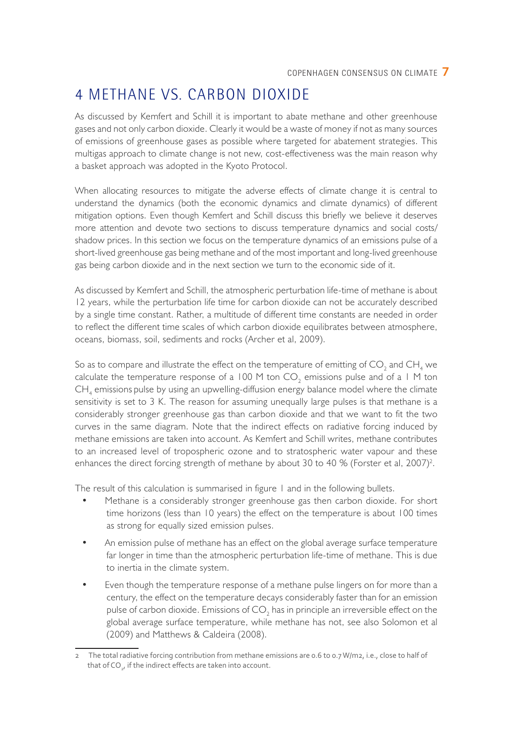# 4 METHANE VS. CARBON DIOXIDE

As discussed by Kemfert and Schill it is important to abate methane and other greenhouse gases and not only carbon dioxide. Clearly it would be a waste of money if not as many sources of emissions of greenhouse gases as possible where targeted for abatement strategies. This multigas approach to climate change is not new, cost-effectiveness was the main reason why a basket approach was adopted in the Kyoto Protocol.

When allocating resources to mitigate the adverse effects of climate change it is central to understand the dynamics (both the economic dynamics and climate dynamics) of different mitigation options. Even though Kemfert and Schill discuss this briefly we believe it deserves more attention and devote two sections to discuss temperature dynamics and social costs/ shadow prices. In this section we focus on the temperature dynamics of an emissions pulse of a short-lived greenhouse gas being methane and of the most important and long-lived greenhouse gas being carbon dioxide and in the next section we turn to the economic side of it.

As discussed by Kemfert and Schill, the atmospheric perturbation life-time of methane is about 12 years, while the perturbation life time for carbon dioxide can not be accurately described by a single time constant. Rather, a multitude of different time constants are needed in order to reflect the different time scales of which carbon dioxide equilibrates between atmosphere, oceans, biomass, soil, sediments and rocks (Archer et al, 2009).

So as to compare and illustrate the effect on the temperature of emitting of $CO_2$ and $CH_4$ we calculate the temperature response of a 100 M ton $CO_2$ emissions pulse and of a 1 M ton $CH_4$ emissions pulse by using an upwelling-diffusion energy balance model where the climate sensitivity is set to 3 K. The reason for assuming unequally large pulses is that methane is a considerably stronger greenhouse gas than carbon dioxide and that we want to fit the two curves in the same diagram. Note that the indirect effects on radiative forcing induced by methane emissions are taken into account. As Kemfert and Schill writes, methane contributes to an increased level of tropospheric ozone and to stratospheric water vapour and these enhances the direct forcing strength of methane by about 30 to 40 % (Forster et al, 2007)[2].

The result of this calculation is summarised in figure 1 and in the following bullets.

- Methane is a considerably stronger greenhouse gas then carbon dioxide. For short time horizons (less than 10 years) the effect on the temperature is about 100 times as strong for equally sized emission pulses.
- An emission pulse of methane has an effect on the global average surface temperature far longer in time than the atmospheric perturbation life-time of methane. This is due to inertia in the climate system.
- Even though the temperature response of a methane pulse lingers on for more than a century, the effect on the temperature decays considerably faster than for an emission pulse of carbon dioxide. Emissions of $CO_2$ has in principle an irreversible effect on the global average surface temperature, while methane has not, see also Solomon et al (2009) and Matthews & Caldeira (2008).

---

2 The total radiative forcing contribution from methane emissions are 0.6 to 0.7 W/m2, i.e., close to half of that of $CO_2$, if the indirect effects are taken into account.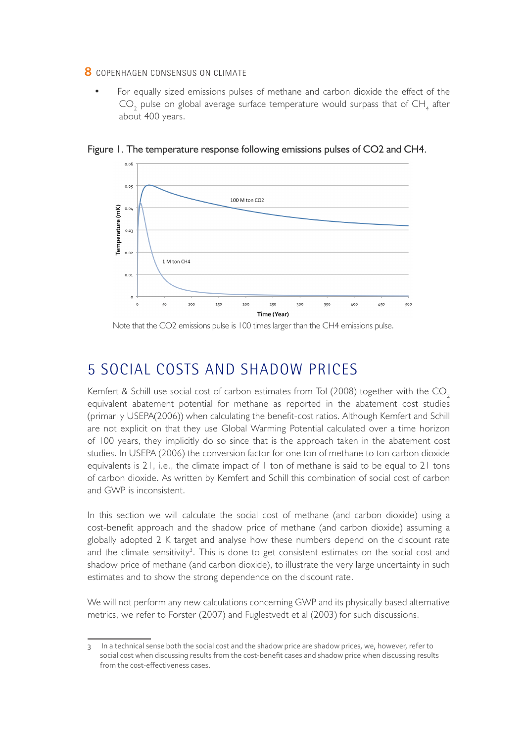- For equally sized emissions pulses of methane and carbon dioxide the effect of the $CO_2$ pulse on global average surface temperature would surpass that of $CH_4$ after about 400 years.

Figure 1. The temperature response following emissions pulses of CO2 and CH4.

Note that the CO2 emissions pulse is 100 times larger than the CH4 emissions pulse.

# 5 SOCIAL COSTS AND SHADOW PRICES

Kemfert & Schill use social cost of carbon estimates from Tol (2008) together with the $CO_2$ equivalent abatement potential for methane as reported in the abatement cost studies (primarily USEPA(2006)) when calculating the benefit-cost ratios. Although Kemfert and Schill are not explicit on that they use Global Warming Potential calculated over a time horizon of 100 years, they implicitly do so since that is the approach taken in the abatement cost studies. In USEPA (2006) the conversion factor for one ton of methane to ton carbon dioxide equivalents is 21, i.e., the climate impact of 1 ton of methane is said to be equal to 21 tons of carbon dioxide. As written by Kemfert and Schill this combination of social cost of carbon and GWP is inconsistent.

In this section we will calculate the social cost of methane (and carbon dioxide) using a cost-benefit approach and the shadow price of methane (and carbon dioxide) assuming a globally adopted 2 K target and analyse how these numbers depend on the discount rate and the climate sensitivity[3]. This is done to get consistent estimates on the social cost and shadow price of methane (and carbon dioxide), to illustrate the very large uncertainty in such estimates and to show the strong dependence on the discount rate.

We will not perform any new calculations concerning GWP and its physically based alternative metrics, we refer to Forster (2007) and Fuglestvedt et al (2003) for such discussions.

3 In a technical sense both the social cost and the shadow price are shadow prices, we, however, refer to social cost when discussing results from the cost-benefit cases and shadow price when discussing results from the cost-effectiveness cases.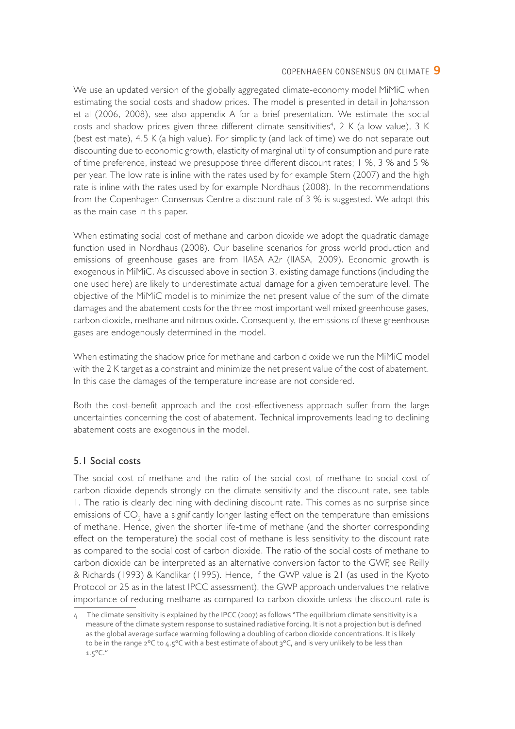We use an updated version of the globally aggregated climate-economy model MiMiC when estimating the social costs and shadow prices. The model is presented in detail in Johansson et al (2006, 2008), see also appendix A for a brief presentation. We estimate the social costs and shadow prices given three different climate sensitivities[4], 2 K (a low value), 3 K (best estimate), 4.5 K (a high value). For simplicity (and lack of time) we do not separate out discounting due to economic growth, elasticity of marginal utility of consumption and pure rate of time preference, instead we presuppose three different discount rates; 1 %, 3 % and 5 % per year. The low rate is inline with the rates used by for example Stern (2007) and the high rate is inline with the rates used by for example Nordhaus (2008). In the recommendations from the Copenhagen Consensus Centre a discount rate of 3 % is suggested. We adopt this as the main case in this paper.

When estimating social cost of methane and carbon dioxide we adopt the quadratic damage function used in Nordhaus (2008). Our baseline scenarios for gross world production and emissions of greenhouse gases are from IIASA A2r (IIASA, 2009). Economic growth is exogenous in MiMiC. As discussed above in section 3, existing damage functions (including the one used here) are likely to underestimate actual damage for a given temperature level. The objective of the MiMiC model is to minimize the net present value of the sum of the climate damages and the abatement costs for the three most important well mixed greenhouse gases, carbon dioxide, methane and nitrous oxide. Consequently, the emissions of these greenhouse gases are endogenously determined in the model.

When estimating the shadow price for methane and carbon dioxide we run the MiMiC model with the 2 K target as a constraint and minimize the net present value of the cost of abatement. In this case the damages of the temperature increase are not considered.

Both the cost-benefit approach and the cost-effectiveness approach suffer from the large uncertainties concerning the cost of abatement. Technical improvements leading to declining abatement costs are exogenous in the model.

## 5.1 Social costs

The social cost of methane and the ratio of the social cost of methane to social cost of carbon dioxide depends strongly on the climate sensitivity and the discount rate, see table 1. The ratio is clearly declining with declining discount rate. This comes as no surprise since emissions of $CO_2$ have a significantly longer lasting effect on the temperature than emissions of methane. Hence, given the shorter life-time of methane (and the shorter corresponding effect on the temperature) the social cost of methane is less sensitivity to the discount rate as compared to the social cost of carbon dioxide. The ratio of the social costs of methane to carbon dioxide can be interpreted as an alternative conversion factor to the GWP, see Reilly & Richards (1993) & Kandlikar (1995). Hence, if the GWP value is 21 (as used in the Kyoto Protocol or 25 as in the latest IPCC assessment), the GWP approach undervalues the relative importance of reducing methane as compared to carbon dioxide unless the discount rate is

[4] The climate sensitivity is explained by the IPCC (2007) as follows "The equilibrium climate sensitivity is a measure of the climate system response to sustained radiative forcing. It is not a projection but is defined as the global average surface warming following a doubling of carbon dioxide concentrations. It is likely to be in the range 2°C to 4.5°C with a best estimate of about 3°C, and is very unlikely to be less than 1.5°C."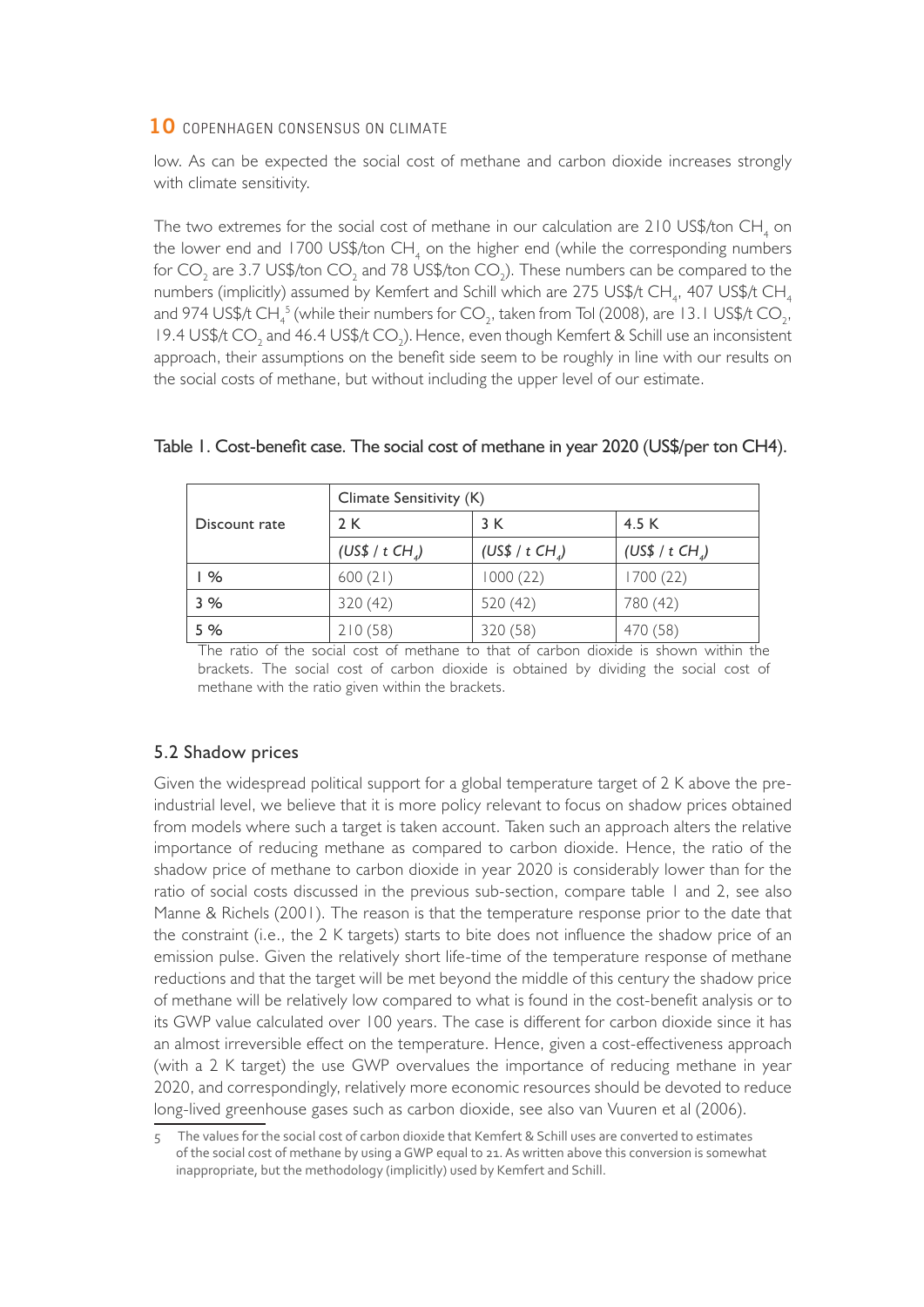low. As can be expected the social cost of methane and carbon dioxide increases strongly with climate sensitivity.

The two extremes for the social cost of methane in our calculation are 210 US$/ton $CH_4$ on the lower end and 1700 US$/ton $CH_4$ on the higher end (while the corresponding numbers for $CO_2$ are 3.7 US$/ton $CO_2$ and 78 US$/ton $CO_2$). These numbers can be compared to the numbers (implicitly) assumed by Kemfert and Schill which are 275 US$/t $CH_4$, 407 US$/t $CH_4$ and 974 US$/t $CH_4$[5] (while their numbers for $CO_2$, taken from Tol (2008), are 13.1 US$/t $CO_2$, 19.4 US$/t $CO_2$ and 46.4 US$/t $CO_2$). Hence, even though Kemfert & Schill use an inconsistent approach, their assumptions on the benefit side seem to be roughly in line with our results on the social costs of methane, but without including the upper level of our estimate.

Table 1. Cost-benefit case. The social cost of methane in year 2020 (US$/per ton CH4).

| Discount rate | Climate Sensitivity (K) | | |
|---|---|---|---|
| | 2 K | 3 K | 4.5 K |
| | *(US$ / t $CH_4$)* | *(US$ / t $CH_4$)* | *(US$ / t $CH_4$)* |
| 1 % | 600 (21) | 1000 (22) | 1700 (22) |
| 3 % | 320 (42) | 520 (42) | 780 (42) |
| 5 % | 210 (58) | 320 (58) | 470 (58) |

The ratio of the social cost of methane to that of carbon dioxide is shown within the brackets. The social cost of carbon dioxide is obtained by dividing the social cost of methane with the ratio given within the brackets.

## 5.2 Shadow prices

Given the widespread political support for a global temperature target of 2 K above the pre-industrial level, we believe that it is more policy relevant to focus on shadow prices obtained from models where such a target is taken account. Taken such an approach alters the relative importance of reducing methane as compared to carbon dioxide. Hence, the ratio of the shadow price of methane to carbon dioxide in year 2020 is considerably lower than for the ratio of social costs discussed in the previous sub-section, compare table 1 and 2, see also Manne & Richels (2001). The reason is that the temperature response prior to the date that the constraint (i.e., the 2 K targets) starts to bite does not influence the shadow price of an emission pulse. Given the relatively short life-time of the temperature response of methane reductions and that the target will be met beyond the middle of this century the shadow price of methane will be relatively low compared to what is found in the cost-benefit analysis or to its GWP value calculated over 100 years. The case is different for carbon dioxide since it has an almost irreversible effect on the temperature. Hence, given a cost-effectiveness approach (with a 2 K target) the use GWP overvalues the importance of reducing methane in year 2020, and correspondingly, relatively more economic resources should be devoted to reduce long-lived greenhouse gases such as carbon dioxide, see also van Vuuren et al (2006).

5 The values for the social cost of carbon dioxide that Kemfert & Schill uses are converted to estimates of the social cost of methane by using a GWP equal to 21. As written above this conversion is somewhat inappropriate, but the methodology (implicitly) used by Kemfert and Schill.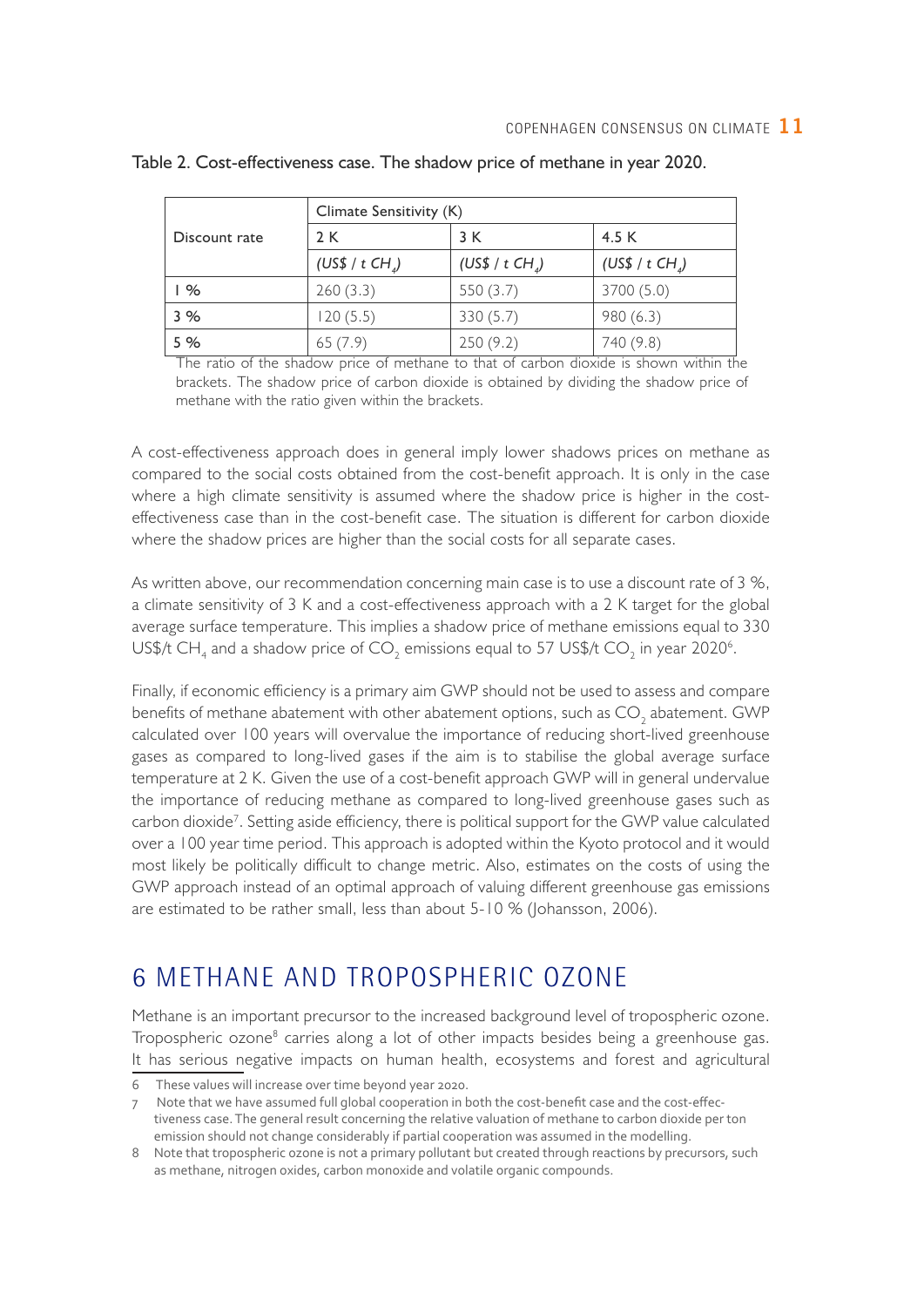Table 2. Cost-effectiveness case. The shadow price of methane in year 2020.

| Discount rate | Climate Sensitivity (K) | | |
|---|---|---|---|
| | 2 K | 3 K | 4.5 K |
| | (US\$ / t $CH_4$) | (US\$ / t $CH_4$) | (US\$ / t $CH_4$) |
| 1 % | 260 (3.3) | 550 (3.7) | 3700 (5.0) |
| 3 % | 120 (5.5) | 330 (5.7) | 980 (6.3) |
| 5 % | 65 (7.9) | 250 (9.2) | 740 (9.8) |

The ratio of the shadow price of methane to that of carbon dioxide is shown within the brackets. The shadow price of carbon dioxide is obtained by dividing the shadow price of methane with the ratio given within the brackets.

A cost-effectiveness approach does in general imply lower shadows prices on methane as compared to the social costs obtained from the cost-benefit approach. It is only in the case where a high climate sensitivity is assumed where the shadow price is higher in the cost-effectiveness case than in the cost-benefit case. The situation is different for carbon dioxide where the shadow prices are higher than the social costs for all separate cases.

As written above, our recommendation concerning main case is to use a discount rate of 3 %, a climate sensitivity of 3 K and a cost-effectiveness approach with a 2 K target for the global average surface temperature. This implies a shadow price of methane emissions equal to 330 US\$/t $CH_4$ and a shadow price of $CO_2$ emissions equal to 57 US\$/t $CO_2$ in year 2020[6].

Finally, if economic efficiency is a primary aim GWP should not be used to assess and compare benefits of methane abatement with other abatement options, such as $CO_2$ abatement. GWP calculated over 100 years will overvalue the importance of reducing short-lived greenhouse gases as compared to long-lived gases if the aim is to stabilise the global average surface temperature at 2 K. Given the use of a cost-benefit approach GWP will in general undervalue the importance of reducing methane as compared to long-lived greenhouse gases such as carbon dioxide[7]. Setting aside efficiency, there is political support for the GWP value calculated over a 100 year time period. This approach is adopted within the Kyoto protocol and it would most likely be politically difficult to change metric. Also, estimates on the costs of using the GWP approach instead of an optimal approach of valuing different greenhouse gas emissions are estimated to be rather small, less than about 5-10 % (Johansson, 2006).

# 6 METHANE AND TROPOSPHERIC OZONE

Methane is an important precursor to the increased background level of tropospheric ozone. Tropospheric ozone[8] carries along a lot of other impacts besides being a greenhouse gas. It has serious negative impacts on human health, ecosystems and forest and agricultural

6 These values will increase over time beyond year 2020.

7 Note that we have assumed full global cooperation in both the cost-benefit case and the cost-effectiveness case. The general result concerning the relative valuation of methane to carbon dioxide per ton emission should not change considerably if partial cooperation was assumed in the modelling.

8 Note that tropospheric ozone is not a primary pollutant but created through reactions by precursors, such as methane, nitrogen oxides, carbon monoxide and volatile organic compounds.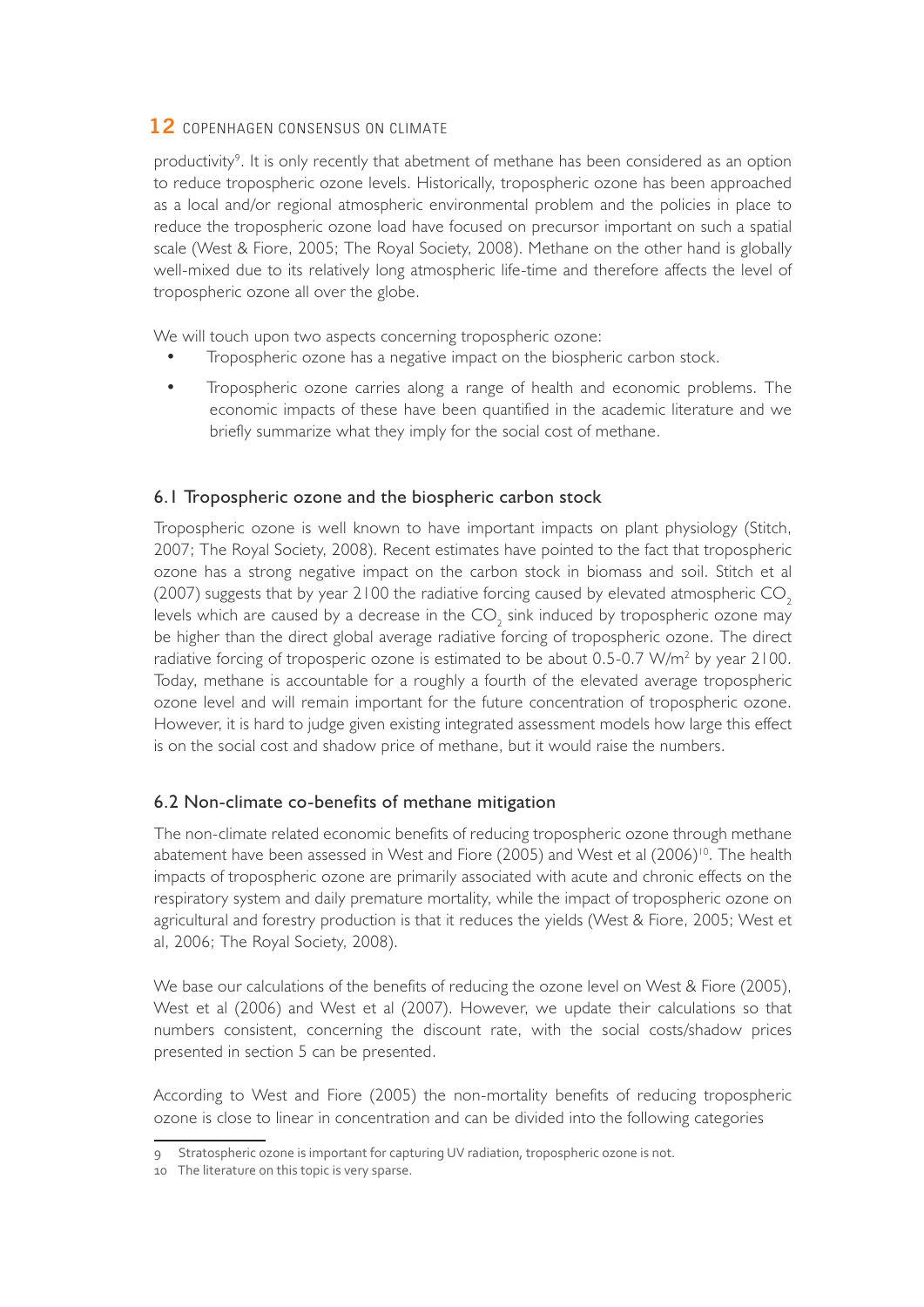productivity[9]. It is only recently that abetment of methane has been considered as an option to reduce tropospheric ozone levels. Historically, tropospheric ozone has been approached as a local and/or regional atmospheric environmental problem and the policies in place to reduce the tropospheric ozone load have focused on precursor important on such a spatial scale (West & Fiore, 2005; The Royal Society, 2008). Methane on the other hand is globally well-mixed due to its relatively long atmospheric life-time and therefore affects the level of tropospheric ozone all over the globe.

We will touch upon two aspects concerning tropospheric ozone:

- Tropospheric ozone has a negative impact on the biospheric carbon stock.
- Tropospheric ozone carries along a range of health and economic problems. The economic impacts of these have been quantified in the academic literature and we briefly summarize what they imply for the social cost of methane.

## 6.1 Tropospheric ozone and the biospheric carbon stock

Tropospheric ozone is well known to have important impacts on plant physiology (Stitch, 2007; The Royal Society, 2008). Recent estimates have pointed to the fact that tropospheric ozone has a strong negative impact on the carbon stock in biomass and soil. Stitch et al (2007) suggests that by year 2100 the radiative forcing caused by elevated atmospheric $CO_2$ levels which are caused by a decrease in the $CO_2$ sink induced by tropospheric ozone may be higher than the direct global average radiative forcing of tropospheric ozone. The direct radiative forcing of troposperic ozone is estimated to be about 0.5-0.7 W/m$^2$ by year 2100. Today, methane is accountable for a roughly a fourth of the elevated average tropospheric ozone level and will remain important for the future concentration of tropospheric ozone. However, it is hard to judge given existing integrated assessment models how large this effect is on the social cost and shadow price of methane, but it would raise the numbers.

## 6.2 Non-climate co-benefits of methane mitigation

The non-climate related economic benefits of reducing tropospheric ozone through methane abatement have been assessed in West and Fiore (2005) and West et al (2006)[10]. The health impacts of tropospheric ozone are primarily associated with acute and chronic effects on the respiratory system and daily premature mortality, while the impact of tropospheric ozone on agricultural and forestry production is that it reduces the yields (West & Fiore, 2005; West et al, 2006; The Royal Society, 2008).

We base our calculations of the benefits of reducing the ozone level on West & Fiore (2005), West et al (2006) and West et al (2007). However, we update their calculations so that numbers consistent, concerning the discount rate, with the social costs/shadow prices presented in section 5 can be presented.

According to West and Fiore (2005) the non-mortality benefits of reducing tropospheric ozone is close to linear in concentration and can be divided into the following categories

---

9 Stratospheric ozone is important for capturing UV radiation, tropospheric ozone is not.

10 The literature on this topic is very sparse.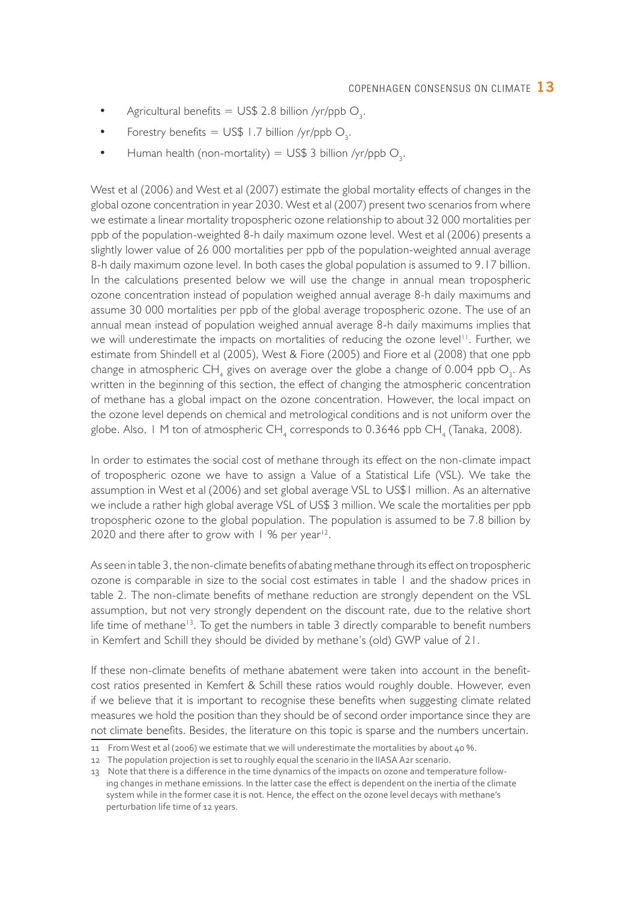- Agricultural benefits = US\$ 2.8 billion /yr/ppb $O_3$.
- Forestry benefits = US\$ 1.7 billion /yr/ppb $O_3$.
- Human health (non-mortality) = US\$ 3 billion /yr/ppb $O_3$.

West et al (2006) and West et al (2007) estimate the global mortality effects of changes in the global ozone concentration in year 2030. West et al (2007) present two scenarios from where we estimate a linear mortality tropospheric ozone relationship to about 32 000 mortalities per ppb of the population-weighted 8-h daily maximum ozone level. West et al (2006) presents a slightly lower value of 26 000 mortalities per ppb of the population-weighted annual average 8-h daily maximum ozone level. In both cases the global population is assumed to 9.17 billion. In the calculations presented below we will use the change in annual mean tropospheric ozone concentration instead of population weighed annual average 8-h daily maximums and assume 30 000 mortalities per ppb of the global average tropospheric ozone. The use of an annual mean instead of population weighed annual average 8-h daily maximums implies that we will underestimate the impacts on mortalities of reducing the ozone level[11]. Further, we estimate from Shindell et al (2005), West & Fiore (2005) and Fiore et al (2008) that one ppb change in atmospheric $CH_4$ gives on average over the globe a change of 0.004 ppb $O_3$. As written in the beginning of this section, the effect of changing the atmospheric concentration of methane has a global impact on the ozone concentration. However, the local impact on the ozone level depends on chemical and metrological conditions and is not uniform over the globe. Also, 1 M ton of atmospheric $CH_4$ corresponds to 0.3646 ppb $CH_4$ (Tanaka, 2008).

In order to estimates the social cost of methane through its effect on the non-climate impact of tropospheric ozone we have to assign a Value of a Statistical Life (VSL). We take the assumption in West et al (2006) and set global average VSL to US\$1 million. As an alternative we include a rather high global average VSL of US\$ 3 million. We scale the mortalities per ppb tropospheric ozone to the global population. The population is assumed to be 7.8 billion by 2020 and there after to grow with 1 % per year[12].

As seen in table 3, the non-climate benefits of abating methane through its effect on tropospheric ozone is comparable in size to the social cost estimates in table 1 and the shadow prices in table 2. The non-climate benefits of methane reduction are strongly dependent on the VSL assumption, but not very strongly dependent on the discount rate, due to the relative short life time of methane[13]. To get the numbers in table 3 directly comparable to benefit numbers in Kemfert and Schill they should be divided by methane's (old) GWP value of 21.

If these non-climate benefits of methane abatement were taken into account in the benefit-cost ratios presented in Kemfert & Schill these ratios would roughly double. However, even if we believe that it is important to recognise these benefits when suggesting climate related measures we hold the position than they should be of second order importance since they are not climate benefits. Besides, the literature on this topic is sparse and the numbers uncertain.

---

11 From West et al (2006) we estimate that we will underestimate the mortalities by about 40 %.

12 The population projection is set to roughly equal the scenario in the IIASA A2r scenario.

13 Note that there is a difference in the time dynamics of the impacts on ozone and temperature following changes in methane emissions. In the latter case the effect is dependent on the inertia of the climate system while in the former case it is not. Hence, the effect on the ozone level decays with methane's perturbation life time of 12 years.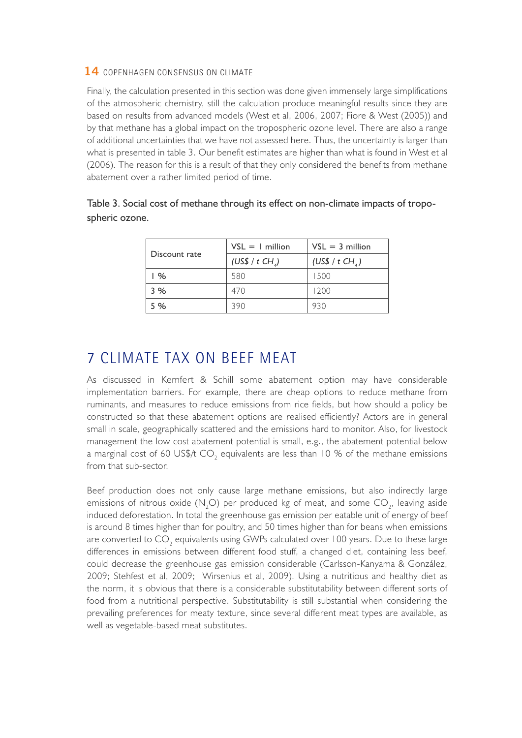Finally, the calculation presented in this section was done given immensely large simplifications of the atmospheric chemistry, still the calculation produce meaningful results since they are based on results from advanced models (West et al, 2006, 2007; Fiore & West (2005)) and by that methane has a global impact on the tropospheric ozone level. There are also a range of additional uncertainties that we have not assessed here. Thus, the uncertainty is larger than what is presented in table 3. Our benefit estimates are higher than what is found in West et al (2006). The reason for this is a result of that they only considered the benefits from methane abatement over a rather limited period of time.

Table 3. Social cost of methane through its effect on non-climate impacts of tropospheric ozone.

| Discount rate | VSL = 1 million | VSL = 3 million |
|---|---|---|
| | *(US\$ / t $CH_4$)* | *(US\$ / t $CH_4$)* |
| 1 % | 580 | 1500 |
| 3 % | 470 | 1200 |
| 5 % | 390 | 930 |

# 7 CLIMATE TAX ON BEEF MEAT

As discussed in Kemfert & Schill some abatement option may have considerable implementation barriers. For example, there are cheap options to reduce methane from ruminants, and measures to reduce emissions from rice fields, but how should a policy be constructed so that these abatement options are realised efficiently? Actors are in general small in scale, geographically scattered and the emissions hard to monitor. Also, for livestock management the low cost abatement potential is small, e.g., the abatement potential below a marginal cost of 60 US$/t $CO_2$ equivalents are less than 10 % of the methane emissions from that sub-sector.

Beef production does not only cause large methane emissions, but also indirectly large emissions of nitrous oxide ($N_2O$) per produced kg of meat, and some $CO_2$, leaving aside induced deforestation. In total the greenhouse gas emission per eatable unit of energy of beef is around 8 times higher than for poultry, and 50 times higher than for beans when emissions are converted to $CO_2$ equivalents using GWPs calculated over 100 years. Due to these large differences in emissions between different food stuff, a changed diet, containing less beef, could decrease the greenhouse gas emission considerable (Carlsson-Kanyama & González, 2009; Stehfest et al, 2009; Wirsenius et al, 2009). Using a nutritious and healthy diet as the norm, it is obvious that there is a considerable substitutability between different sorts of food from a nutritional perspective. Substitutability is still substantial when considering the prevailing preferences for meaty texture, since several different meat types are available, as well as vegetable-based meat substitutes.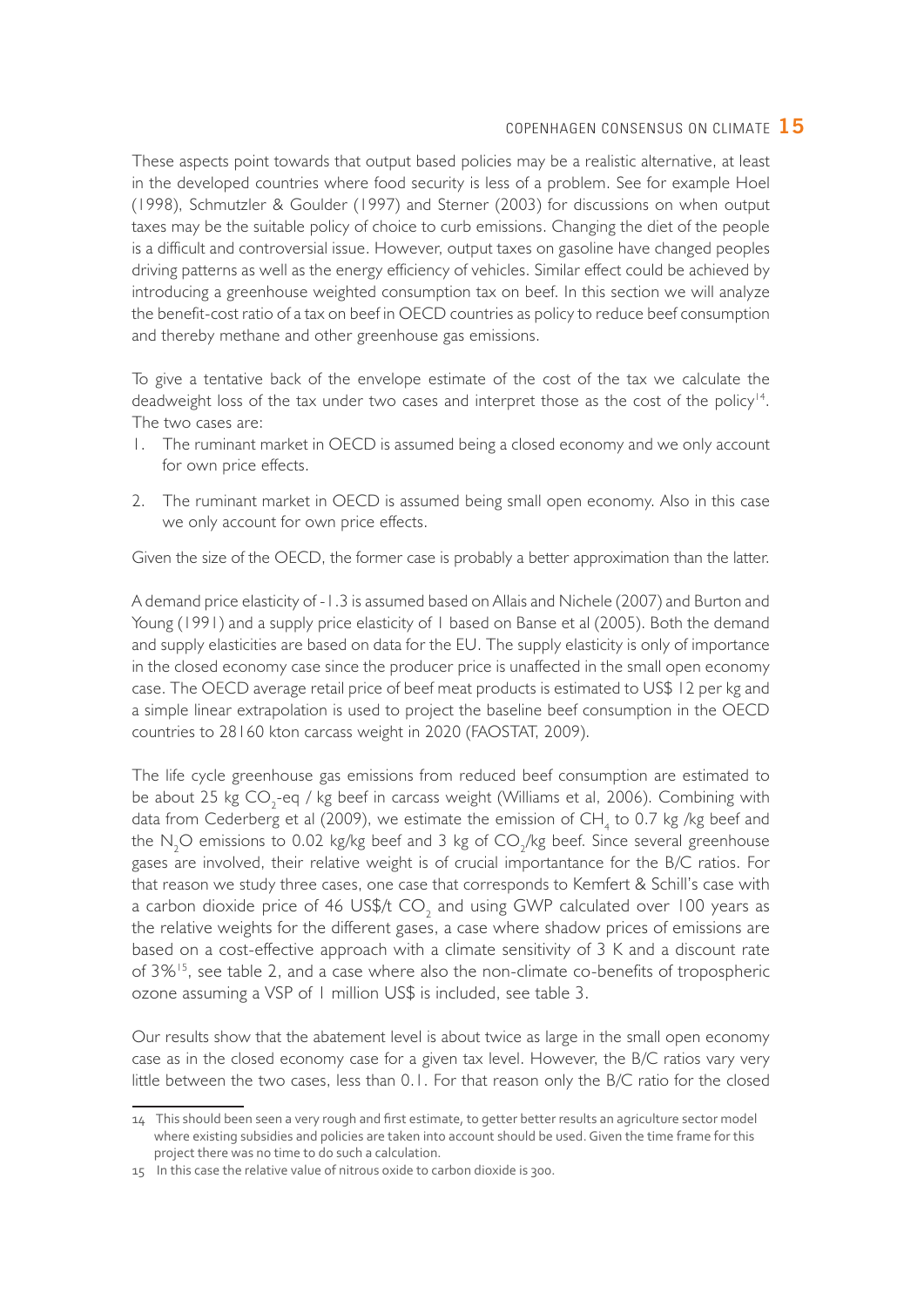These aspects point towards that output based policies may be a realistic alternative, at least in the developed countries where food security is less of a problem. See for example Hoel (1998), Schmutzler & Goulder (1997) and Sterner (2003) for discussions on when output taxes may be the suitable policy of choice to curb emissions. Changing the diet of the people is a difficult and controversial issue. However, output taxes on gasoline have changed peoples driving patterns as well as the energy efficiency of vehicles. Similar effect could be achieved by introducing a greenhouse weighted consumption tax on beef. In this section we will analyze the benefit-cost ratio of a tax on beef in OECD countries as policy to reduce beef consumption and thereby methane and other greenhouse gas emissions.

To give a tentative back of the envelope estimate of the cost of the tax we calculate the deadweight loss of the tax under two cases and interpret those as the cost of the policy[14]. The two cases are:

1. The ruminant market in OECD is assumed being a closed economy and we only account for own price effects.
2. The ruminant market in OECD is assumed being small open economy. Also in this case we only account for own price effects.

Given the size of the OECD, the former case is probably a better approximation than the latter.

A demand price elasticity of -1.3 is assumed based on Allais and Nichele (2007) and Burton and Young (1991) and a supply price elasticity of 1 based on Banse et al (2005). Both the demand and supply elasticities are based on data for the EU. The supply elasticity is only of importance in the closed economy case since the producer price is unaffected in the small open economy case. The OECD average retail price of beef meat products is estimated to US$ 12 per kg and a simple linear extrapolation is used to project the baseline beef consumption in the OECD countries to 28160 kton carcass weight in 2020 (FAOSTAT, 2009).

The life cycle greenhouse gas emissions from reduced beef consumption are estimated to be about 25 kg $CO_2$-eq / kg beef in carcass weight (Williams et al, 2006). Combining with data from Cederberg et al (2009), we estimate the emission of $CH_4$ to 0.7 kg /kg beef and the $N_2O$ emissions to 0.02 kg/kg beef and 3 kg of $CO_2$/kg beef. Since several greenhouse gases are involved, their relative weight is of crucial importantance for the B/C ratios. For that reason we study three cases, one case that corresponds to Kemfert & Schill's case with a carbon dioxide price of 46 US$/t $CO_2$ and using GWP calculated over 100 years as the relative weights for the different gases, a case where shadow prices of emissions are based on a cost-effective approach with a climate sensitivity of 3 K and a discount rate of 3%[15], see table 2, and a case where also the non-climate co-benefits of tropospheric ozone assuming a VSP of 1 million US$ is included, see table 3.

Our results show that the abatement level is about twice as large in the small open economy case as in the closed economy case for a given tax level. However, the B/C ratios vary very little between the two cases, less than 0.1. For that reason only the B/C ratio for the closed

---

14 This should been seen a very rough and first estimate, to getter better results an agriculture sector model where existing subsidies and policies are taken into account should be used. Given the time frame for this project there was no time to do such a calculation.

15 In this case the relative value of nitrous oxide to carbon dioxide is 300.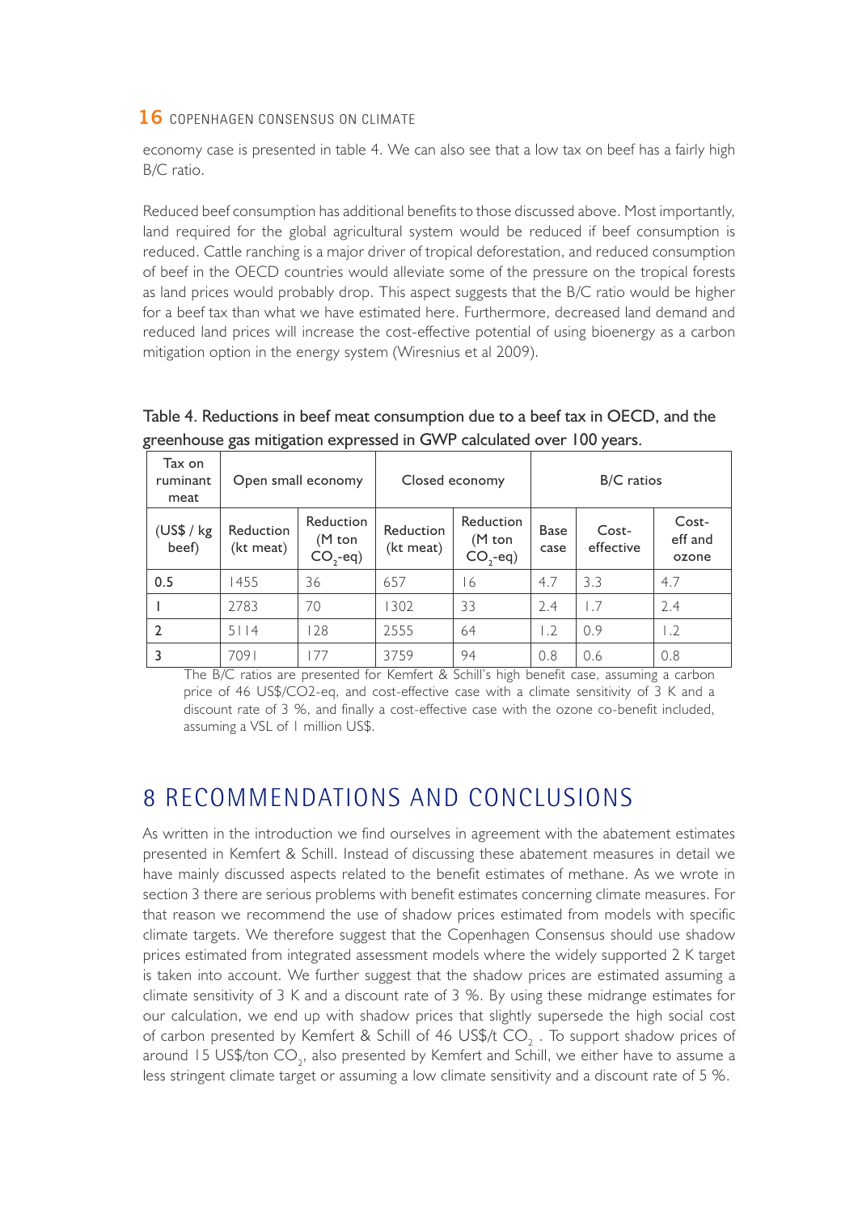economy case is presented in table 4. We can also see that a low tax on beef has a fairly high B/C ratio.

Reduced beef consumption has additional benefits to those discussed above. Most importantly, land required for the global agricultural system would be reduced if beef consumption is reduced. Cattle ranching is a major driver of tropical deforestation, and reduced consumption of beef in the OECD countries would alleviate some of the pressure on the tropical forests as land prices would probably drop. This aspect suggests that the B/C ratio would be higher for a beef tax than what we have estimated here. Furthermore, decreased land demand and reduced land prices will increase the cost-effective potential of using bioenergy as a carbon mitigation option in the energy system (Wiresnius et al 2009).

Table 4. Reductions in beef meat consumption due to a beef tax in OECD, and the greenhouse gas mitigation expressed in GWP calculated over 100 years.

| Tax on ruminant meat | Open small economy | | Closed economy | | B/C ratios | | |
|---|---|---|---|---|---|---|---|
| (US$ / kg beef) | Reduction (kt meat) | Reduction (M ton $CO_2$-eq) | Reduction (kt meat) | Reduction (M ton $CO_2$-eq) | Base case | Cost-effective | Cost-eff and ozone |
| 0.5 | 1455 | 36 | 657 | 16 | 4.7 | 3.3 | 4.7 |
| 1 | 2783 | 70 | 1302 | 33 | 2.4 | 1.7 | 2.4 |
| 2 | 5114 | 128 | 2555 | 64 | 1.2 | 0.9 | 1.2 |
| 3 | 7091 | 177 | 3759 | 94 | 0.8 | 0.6 | 0.8 |

The B/C ratios are presented for Kemfert & Schill's high benefit case, assuming a carbon price of 46 US$/CO2-eq, and cost-effective case with a climate sensitivity of 3 K and a discount rate of 3 %, and finally a cost-effective case with the ozone co-benefit included, assuming a VSL of 1 million US$.

# 8 RECOMMENDATIONS AND CONCLUSIONS

As written in the introduction we find ourselves in agreement with the abatement estimates presented in Kemfert & Schill. Instead of discussing these abatement measures in detail we have mainly discussed aspects related to the benefit estimates of methane. As we wrote in section 3 there are serious problems with benefit estimates concerning climate measures. For that reason we recommend the use of shadow prices estimated from models with specific climate targets. We therefore suggest that the Copenhagen Consensus should use shadow prices estimated from integrated assessment models where the widely supported 2 K target is taken into account. We further suggest that the shadow prices are estimated assuming a climate sensitivity of 3 K and a discount rate of 3 %. By using these midrange estimates for our calculation, we end up with shadow prices that slightly supersede the high social cost of carbon presented by Kemfert & Schill of 46 US$/t $CO_2$. To support shadow prices of around 15 US$/ton $CO_2$, also presented by Kemfert and Schill, we either have to assume a less stringent climate target or assuming a low climate sensitivity and a discount rate of 5 %.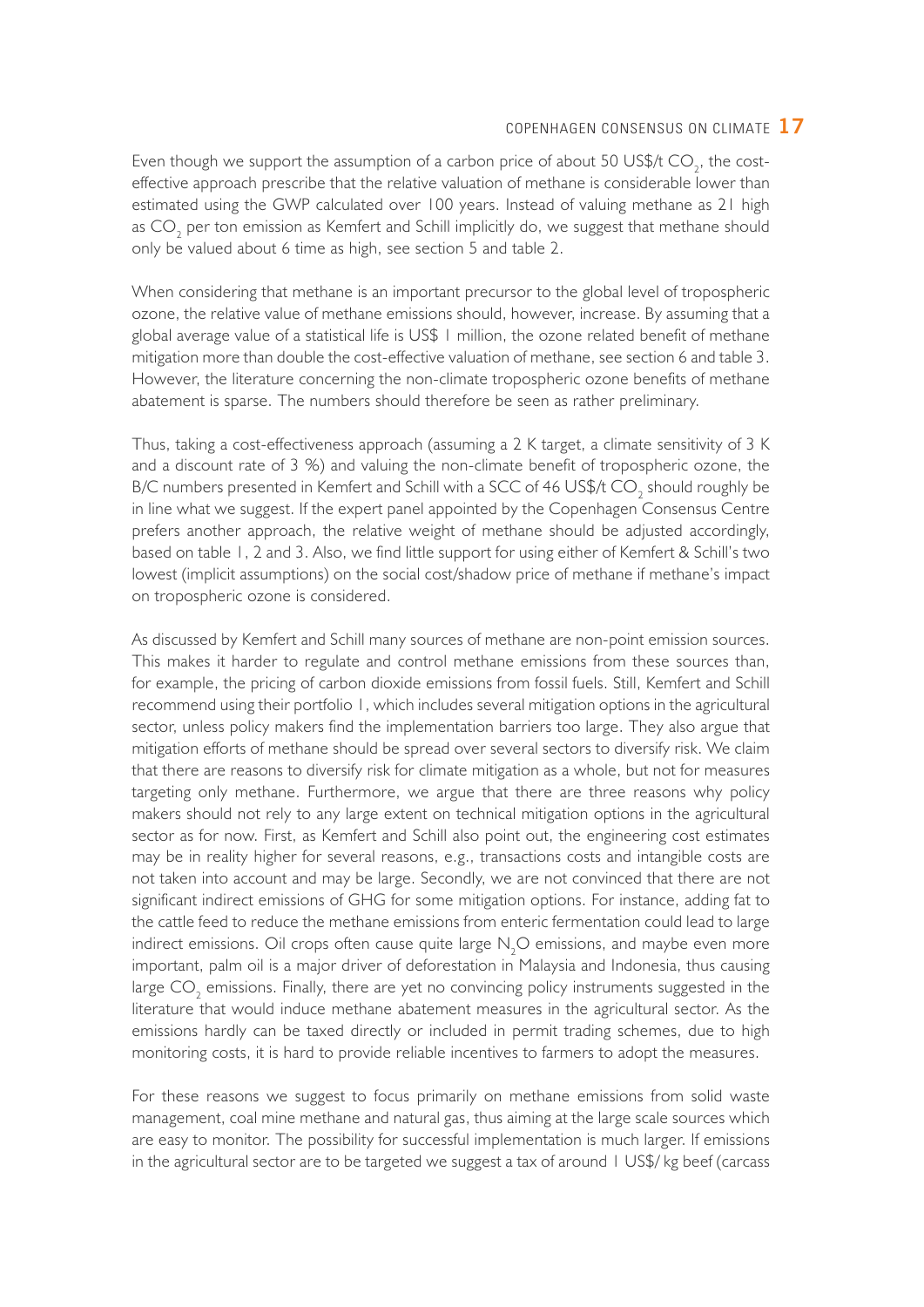Even though we support the assumption of a carbon price of about 50 US\$/t $CO_2$, the cost-effective approach prescribe that the relative valuation of methane is considerable lower than estimated using the GWP calculated over 100 years. Instead of valuing methane as 21 high as $CO_2$ per ton emission as Kemfert and Schill implicitly do, we suggest that methane should only be valued about 6 time as high, see section 5 and table 2.

When considering that methane is an important precursor to the global level of tropospheric ozone, the relative value of methane emissions should, however, increase. By assuming that a global average value of a statistical life is US\$ 1 million, the ozone related benefit of methane mitigation more than double the cost-effective valuation of methane, see section 6 and table 3. However, the literature concerning the non-climate tropospheric ozone benefits of methane abatement is sparse. The numbers should therefore be seen as rather preliminary.

Thus, taking a cost-effectiveness approach (assuming a 2 K target, a climate sensitivity of 3 K and a discount rate of 3 %) and valuing the non-climate benefit of tropospheric ozone, the B/C numbers presented in Kemfert and Schill with a SCC of 46 US\$/t $CO_2$ should roughly be in line what we suggest. If the expert panel appointed by the Copenhagen Consensus Centre prefers another approach, the relative weight of methane should be adjusted accordingly, based on table 1, 2 and 3. Also, we find little support for using either of Kemfert & Schill's two lowest (implicit assumptions) on the social cost/shadow price of methane if methane's impact on tropospheric ozone is considered.

As discussed by Kemfert and Schill many sources of methane are non-point emission sources. This makes it harder to regulate and control methane emissions from these sources than, for example, the pricing of carbon dioxide emissions from fossil fuels. Still, Kemfert and Schill recommend using their portfolio 1, which includes several mitigation options in the agricultural sector, unless policy makers find the implementation barriers too large. They also argue that mitigation efforts of methane should be spread over several sectors to diversify risk. We claim that there are reasons to diversify risk for climate mitigation as a whole, but not for measures targeting only methane. Furthermore, we argue that there are three reasons why policy makers should not rely to any large extent on technical mitigation options in the agricultural sector as for now. First, as Kemfert and Schill also point out, the engineering cost estimates may be in reality higher for several reasons, e.g., transactions costs and intangible costs are not taken into account and may be large. Secondly, we are not convinced that there are not significant indirect emissions of GHG for some mitigation options. For instance, adding fat to the cattle feed to reduce the methane emissions from enteric fermentation could lead to large indirect emissions. Oil crops often cause quite large $N_2O$ emissions, and maybe even more important, palm oil is a major driver of deforestation in Malaysia and Indonesia, thus causing large $CO_2$ emissions. Finally, there are yet no convincing policy instruments suggested in the literature that would induce methane abatement measures in the agricultural sector. As the emissions hardly can be taxed directly or included in permit trading schemes, due to high monitoring costs, it is hard to provide reliable incentives to farmers to adopt the measures.

For these reasons we suggest to focus primarily on methane emissions from solid waste management, coal mine methane and natural gas, thus aiming at the large scale sources which are easy to monitor. The possibility for successful implementation is much larger. If emissions in the agricultural sector are to be targeted we suggest a tax of around 1 US\$/ kg beef (carcass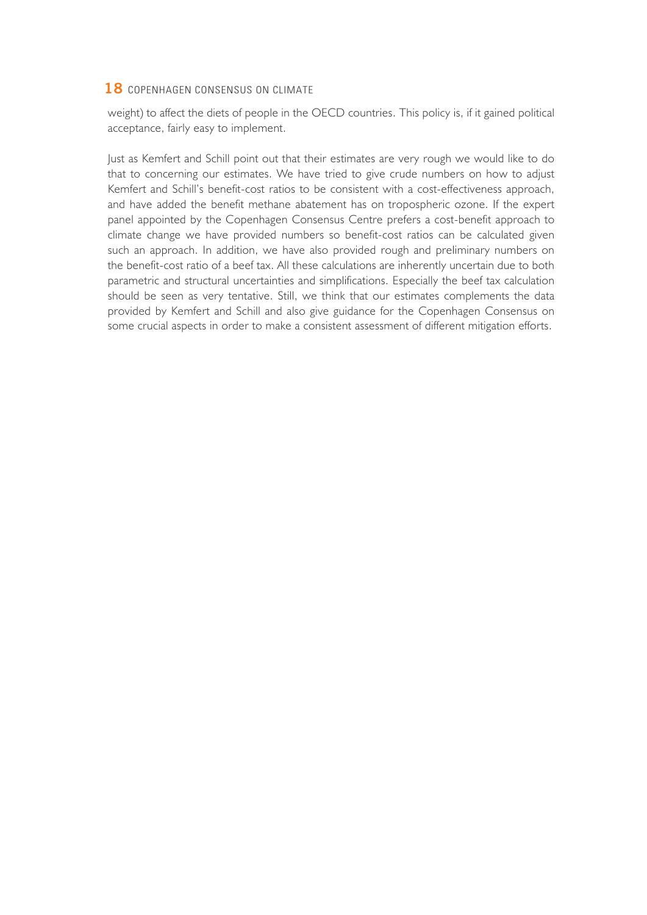weight) to affect the diets of people in the OECD countries. This policy is, if it gained political acceptance, fairly easy to implement.

Just as Kemfert and Schill point out that their estimates are very rough we would like to do that to concerning our estimates. We have tried to give crude numbers on how to adjust Kemfert and Schill's benefit-cost ratios to be consistent with a cost-effectiveness approach, and have added the benefit methane abatement has on tropospheric ozone. If the expert panel appointed by the Copenhagen Consensus Centre prefers a cost-benefit approach to climate change we have provided numbers so benefit-cost ratios can be calculated given such an approach. In addition, we have also provided rough and preliminary numbers on the benefit-cost ratio of a beef tax. All these calculations are inherently uncertain due to both parametric and structural uncertainties and simplifications. Especially the beef tax calculation should be seen as very tentative. Still, we think that our estimates complements the data provided by Kemfert and Schill and also give guidance for the Copenhagen Consensus on some crucial aspects in order to make a consistent assessment of different mitigation efforts.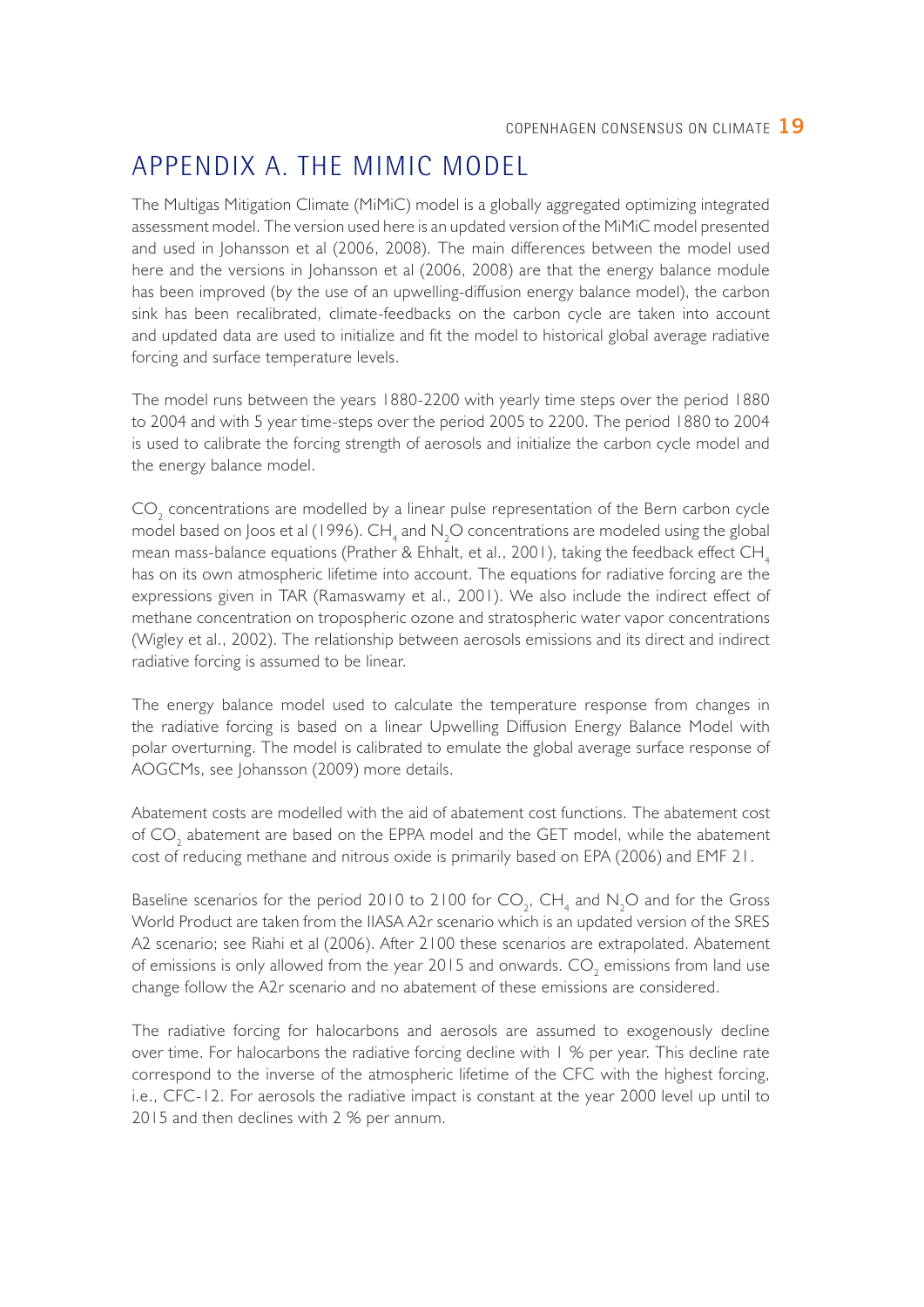# APPENDIX A. THE MIMIC MODEL

The Multigas Mitigation Climate (MiMiC) model is a globally aggregated optimizing integrated assessment model. The version used here is an updated version of the MiMiC model presented and used in Johansson et al (2006, 2008). The main differences between the model used here and the versions in Johansson et al (2006, 2008) are that the energy balance module has been improved (by the use of an upwelling-diffusion energy balance model), the carbon sink has been recalibrated, climate-feedbacks on the carbon cycle are taken into account and updated data are used to initialize and fit the model to historical global average radiative forcing and surface temperature levels.

The model runs between the years 1880-2200 with yearly time steps over the period 1880 to 2004 and with 5 year time-steps over the period 2005 to 2200. The period 1880 to 2004 is used to calibrate the forcing strength of aerosols and initialize the carbon cycle model and the energy balance model.

$CO_2$ concentrations are modelled by a linear pulse representation of the Bern carbon cycle model based on Joos et al (1996). $CH_4$ and $N_2O$ concentrations are modeled using the global mean mass-balance equations (Prather & Ehhalt, et al., 2001), taking the feedback effect $CH_4$ has on its own atmospheric lifetime into account. The equations for radiative forcing are the expressions given in TAR (Ramaswamy et al., 2001). We also include the indirect effect of methane concentration on tropospheric ozone and stratospheric water vapor concentrations (Wigley et al., 2002). The relationship between aerosols emissions and its direct and indirect radiative forcing is assumed to be linear.

The energy balance model used to calculate the temperature response from changes in the radiative forcing is based on a linear Upwelling Diffusion Energy Balance Model with polar overturning. The model is calibrated to emulate the global average surface response of AOGCMs, see Johansson (2009) more details.

Abatement costs are modelled with the aid of abatement cost functions. The abatement cost of $CO_2$ abatement are based on the EPPA model and the GET model, while the abatement cost of reducing methane and nitrous oxide is primarily based on EPA (2006) and EMF 21.

Baseline scenarios for the period 2010 to 2100 for $CO_2$, $CH_4$ and $N_2O$ and for the Gross World Product are taken from the IIASA A2r scenario which is an updated version of the SRES A2 scenario; see Riahi et al (2006). After 2100 these scenarios are extrapolated. Abatement of emissions is only allowed from the year 2015 and onwards. $CO_2$ emissions from land use change follow the A2r scenario and no abatement of these emissions are considered.

The radiative forcing for halocarbons and aerosols are assumed to exogenously decline over time. For halocarbons the radiative forcing decline with 1 % per year. This decline rate correspond to the inverse of the atmospheric lifetime of the CFC with the highest forcing, i.e., CFC-12. For aerosols the radiative impact is constant at the year 2000 level up until to 2015 and then declines with 2 % per annum.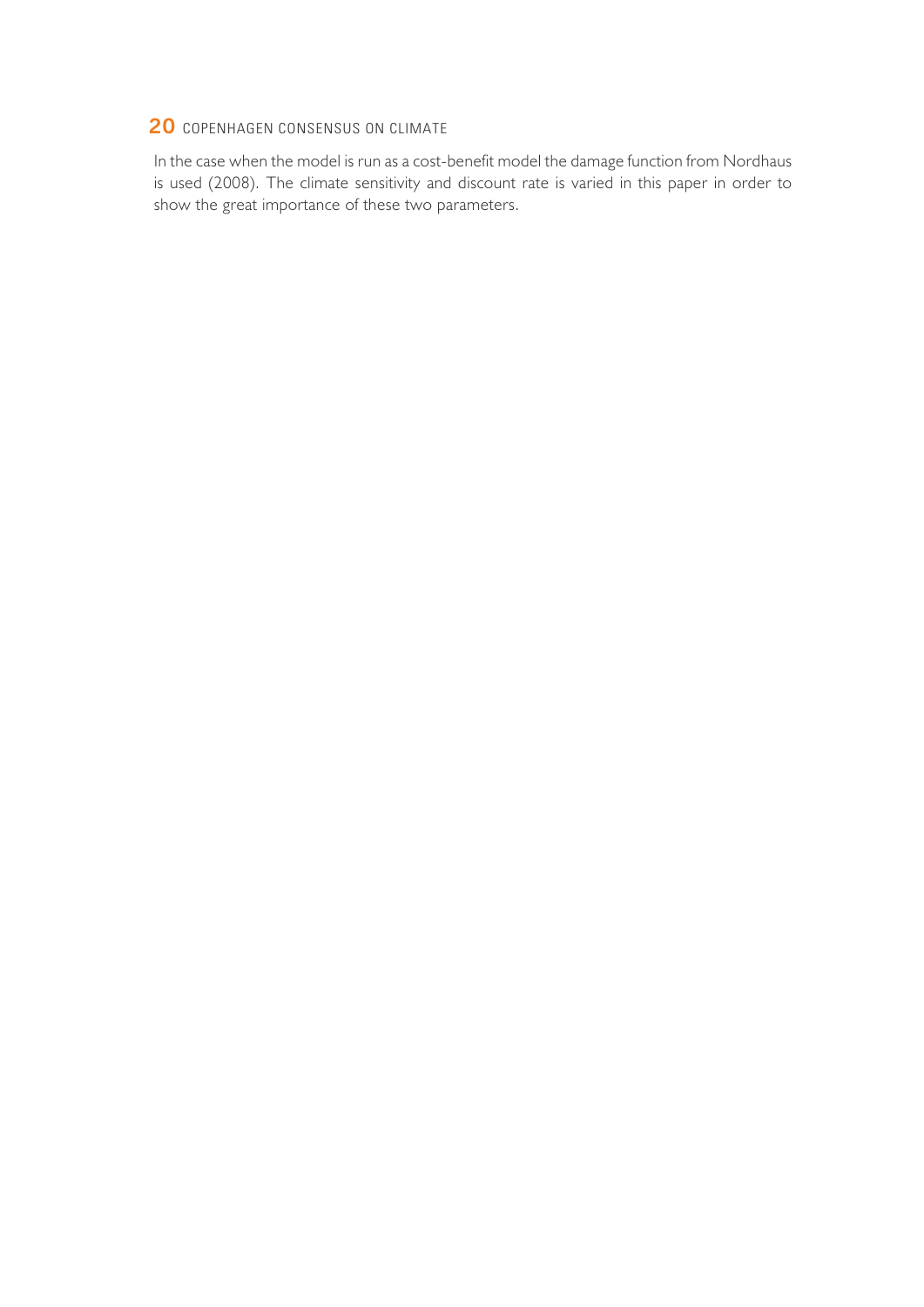In the case when the model is run as a cost-benefit model the damage function from Nordhaus is used (2008). The climate sensitivity and discount rate is varied in this paper in order to show the great importance of these two parameters.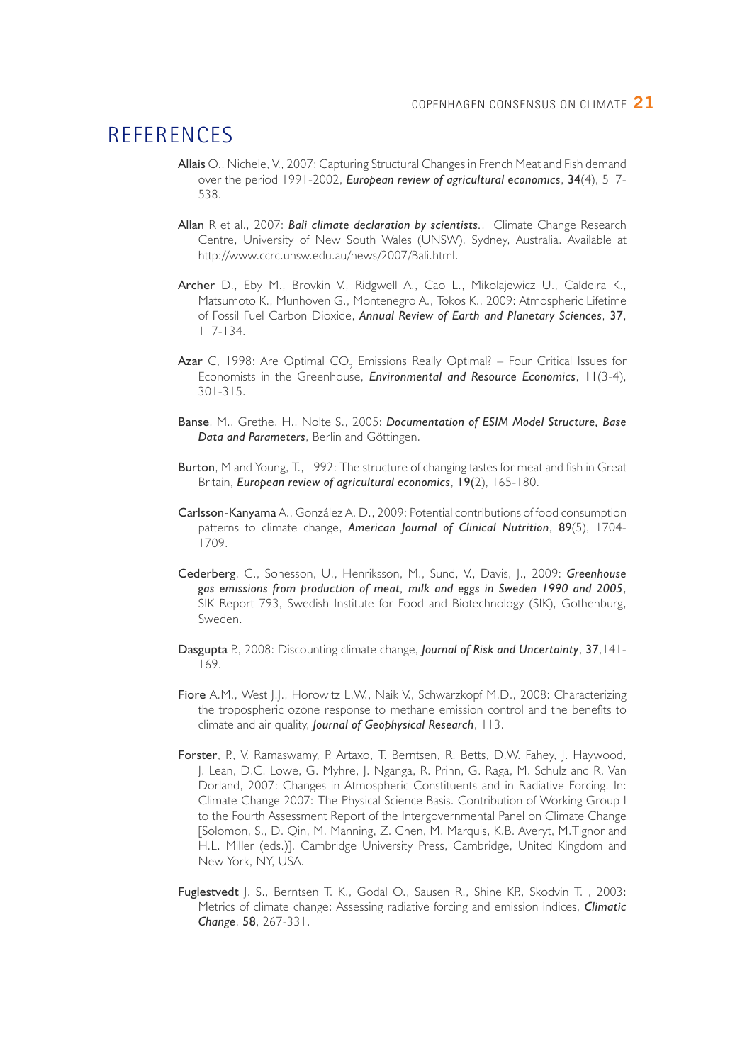# REFERENCES

**Allais** O., Nichele, V., 2007: Capturing Structural Changes in French Meat and Fish demand over the period 1991-2002, ***European review of agricultural economics***, **34**(4), 517-538.

**Allan** R et al., 2007: ***Bali climate declaration by scientists.***, Climate Change Research Centre, University of New South Wales (UNSW), Sydney, Australia. Available at http://www.ccrc.unsw.edu.au/news/2007/Bali.html.

**Archer** D., Eby M., Brovkin V., Ridgwell A., Cao L., Mikolajewicz U., Caldeira K., Matsumoto K., Munhoven G., Montenegro A., Tokos K., 2009: Atmospheric Lifetime of Fossil Fuel Carbon Dioxide, ***Annual Review of Earth and Planetary Sciences***, **37**, 117-134.

**Azar** C, 1998: Are Optimal $CO_2$ Emissions Really Optimal? – Four Critical Issues for Economists in the Greenhouse, ***Environmental and Resource Economics***, **11**(3-4), 301-315.

**Banse**, M., Grethe, H., Nolte S., 2005: ***Documentation of ESIM Model Structure, Base Data and Parameters***, Berlin and Göttingen.

**Burton**, M and Young, T., 1992: The structure of changing tastes for meat and fish in Great Britain, ***European review of agricultural economics***, **19**(2), 165-180.

**Carlsson-Kanyama** A., González A. D., 2009: Potential contributions of food consumption patterns to climate change, ***American Journal of Clinical Nutrition***, **89**(5), 1704-1709.

**Cederberg**, C., Sonesson, U., Henriksson, M., Sund, V., Davis, J., 2009: ***Greenhouse gas emissions from production of meat, milk and eggs in Sweden 1990 and 2005***, SIK Report 793, Swedish Institute for Food and Biotechnology (SIK), Gothenburg, Sweden.

**Dasgupta** P., 2008: Discounting climate change, ***Journal of Risk and Uncertainty***, **37**,141-169.

**Fiore** A.M., West J.J., Horowitz L.W., Naik V., Schwarzkopf M.D., 2008: Characterizing the tropospheric ozone response to methane emission control and the benefits to climate and air quality, ***Journal of Geophysical Research***, 113.

**Forster**, P., V. Ramaswamy, P. Artaxo, T. Berntsen, R. Betts, D.W. Fahey, J. Haywood, J. Lean, D.C. Lowe, G. Myhre, J. Nganga, R. Prinn, G. Raga, M. Schulz and R. Van Dorland, 2007: Changes in Atmospheric Constituents and in Radiative Forcing. In: Climate Change 2007: The Physical Science Basis. Contribution of Working Group I to the Fourth Assessment Report of the Intergovernmental Panel on Climate Change [Solomon, S., D. Qin, M. Manning, Z. Chen, M. Marquis, K.B. Averyt, M.Tignor and H.L. Miller (eds.)]. Cambridge University Press, Cambridge, United Kingdom and New York, NY, USA.

**Fuglestvedt** J. S., Berntsen T. K., Godal O., Sausen R., Shine K.P., Skodvin T. , 2003: Metrics of climate change: Assessing radiative forcing and emission indices, ***Climatic Change***, **58**, 267-331.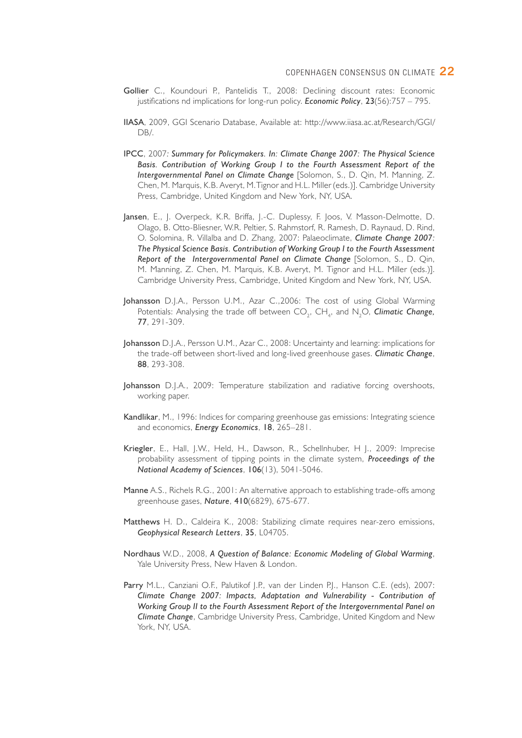**Gollier** C., Koundouri P., Pantelidis T., 2008: Declining discount rates: Economic justifications nd implications for long-run policy. ***Economic Policy***, **23**(56):757 – 795.

**IIASA**, 2009, GGI Scenario Database, Available at: http://www.iiasa.ac.at/Research/GGI/DB/.

**IPCC**, 2007: ***Summary for Policymakers. In: Climate Change 2007: The Physical Science Basis. Contribution of Working Group I to the Fourth Assessment Report of the Intergovernmental Panel on Climate Change*** [Solomon, S., D. Qin, M. Manning, Z. Chen, M. Marquis, K.B. Averyt, M. Tignor and H.L. Miller (eds.)]. Cambridge University Press, Cambridge, United Kingdom and New York, NY, USA.

**Jansen**, E., J. Overpeck, K.R. Briffa, J.-C. Duplessy, F. Joos, V. Masson-Delmotte, D. Olago, B. Otto-Bliesner, W.R. Peltier, S. Rahmstorf, R. Ramesh, D. Raynaud, D. Rind, O. Solomina, R. Villalba and D. Zhang, 2007: Palaeoclimate, ***Climate Change 2007: The Physical Science Basis. Contribution of Working Group I to the Fourth Assessment Report of the Intergovernmental Panel on Climate Change*** [Solomon, S., D. Qin, M. Manning, Z. Chen, M. Marquis, K.B. Averyt, M. Tignor and H.L. Miller (eds.)]. Cambridge University Press, Cambridge, United Kingdom and New York, NY, USA.

**Johansson** D.J.A., Persson U.M., Azar C.,2006: The cost of using Global Warming Potentials: Analysing the trade off between $CO_2$, $CH_4$, and $N_2O$, ***Climatic Change,*** **77**, 291-309.

**Johansson** D.J.A., Persson U.M., Azar C., 2008: Uncertainty and learning: implications for the trade-off between short-lived and long-lived greenhouse gases. ***Climatic Change***, **88**, 293-308.

**Johansson** D.J.A., 2009: Temperature stabilization and radiative forcing overshoots, working paper.

**Kandlikar**, M., 1996: Indices for comparing greenhouse gas emissions: Integrating science and economics, ***Energy Economics***, **18**, 265–281.

**Kriegler**, E., Hall, J.W., Held, H., Dawson, R., Schellnhuber, H J., 2009: Imprecise probability assessment of tipping points in the climate system, ***Proceedings of the National Academy of Sciences***, **106**(13), 5041-5046.

**Manne** A.S., Richels R.G., 2001: An alternative approach to establishing trade-offs among greenhouse gases, ***Nature***, **410**(6829), 675-677.

**Matthews** H. D., Caldeira K., 2008: Stabilizing climate requires near-zero emissions, ***Geophysical Research Letters***, **35**, L04705.

**Nordhaus** W.D., 2008, ***A Question of Balance: Economic Modeling of Global Warming***, Yale University Press, New Haven & London.

**Parry** M.L., Canziani O.F., Palutikof J.P., van der Linden P.J., Hanson C.E. (eds), 2007: ***Climate Change 2007: Impacts, Adaptation and Vulnerability - Contribution of Working Group II to the Fourth Assessment Report of the Intergovernmental Panel on Climate Change***, Cambridge University Press, Cambridge, United Kingdom and New York, NY, USA.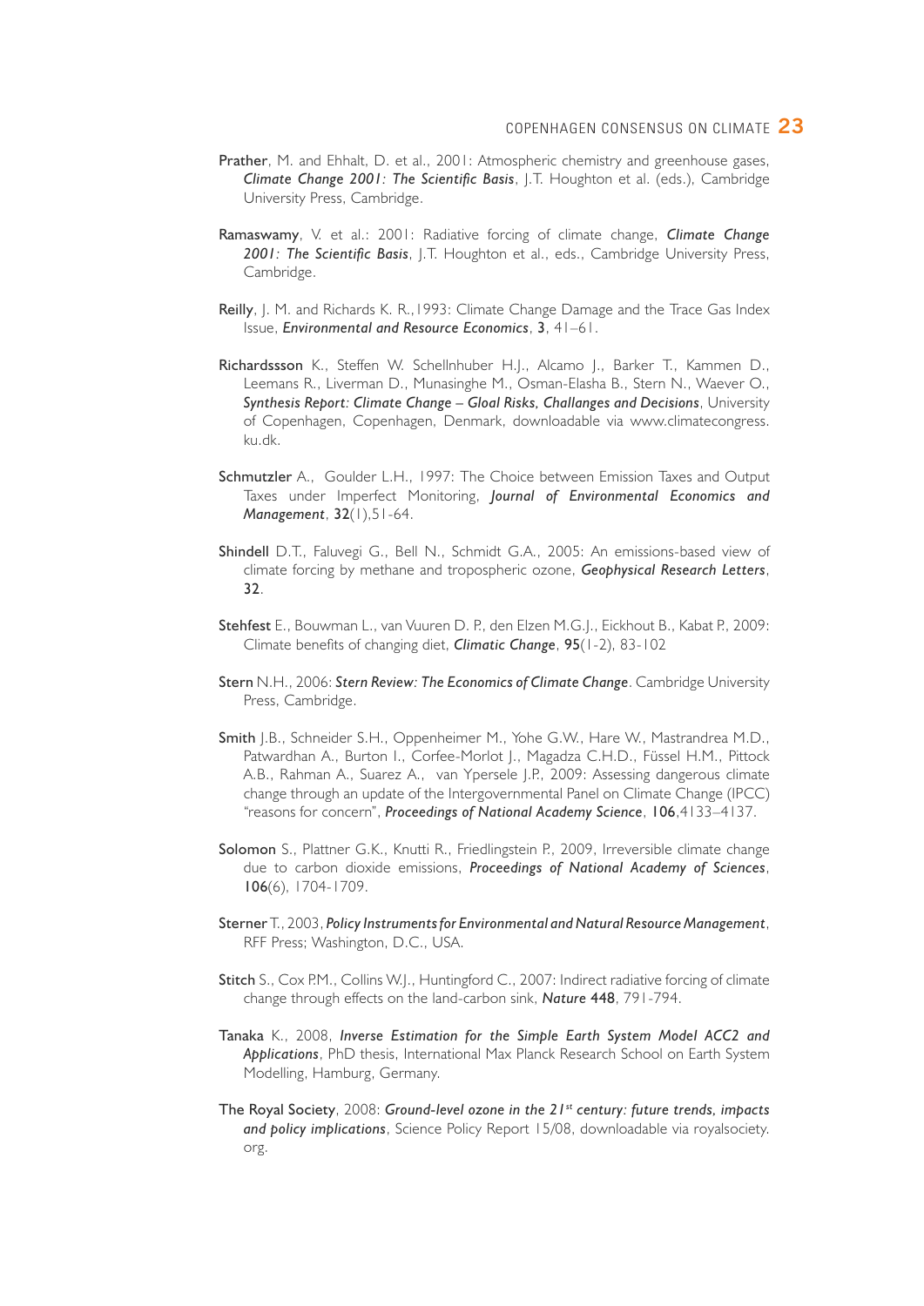**Prather**, M. and Ehhalt, D. et al., 2001: Atmospheric chemistry and greenhouse gases, ***Climate Change 2001: The Scientific Basis***, J.T. Houghton et al. (eds.), Cambridge University Press, Cambridge.

**Ramaswamy**, V. et al.: 2001: Radiative forcing of climate change, ***Climate Change 2001: The Scientific Basis***, J.T. Houghton et al., eds., Cambridge University Press, Cambridge.

**Reilly**, J. M. and Richards K. R.,1993: Climate Change Damage and the Trace Gas Index Issue, ***Environmental and Resource Economics***, **3**, 41–61.

**Richardssson** K., Steffen W. Schellnhuber H.J., Alcamo J., Barker T., Kammen D., Leemans R., Liverman D., Munasinghe M., Osman-Elasha B., Stern N., Waever O., ***Synthesis Report: Climate Change – Gloal Risks, Challanges and Decisions***, University of Copenhagen, Copenhagen, Denmark, downloadable via www.climatecongress.ku.dk.

**Schmutzler** A., Goulder L.H., 1997: The Choice between Emission Taxes and Output Taxes under Imperfect Monitoring, ***Journal of Environmental Economics and Management***, **32**(1),51-64.

**Shindell** D.T., Faluvegi G., Bell N., Schmidt G.A., 2005: An emissions-based view of climate forcing by methane and tropospheric ozone, ***Geophysical Research Letters***, **32**.

**Stehfest** E., Bouwman L., van Vuuren D. P., den Elzen M.G.J., Eickhout B., Kabat P., 2009: Climate benefits of changing diet, ***Climatic Change***, **95**(1-2), 83-102

**Stern** N.H., 2006: ***Stern Review: The Economics of Climate Change***. Cambridge University Press, Cambridge.

**Smith** J.B., Schneider S.H., Oppenheimer M., Yohe G.W., Hare W., Mastrandrea M.D., Patwardhan A., Burton I., Corfee-Morlot J., Magadza C.H.D., Füssel H.M., Pittock A.B., Rahman A., Suarez A., van Ypersele J.P., 2009: Assessing dangerous climate change through an update of the Intergovernmental Panel on Climate Change (IPCC) "reasons for concern", ***Proceedings of National Academy Science***, **106**,4133–4137.

**Solomon** S., Plattner G.K., Knutti R., Friedlingstein P., 2009, Irreversible climate change due to carbon dioxide emissions, ***Proceedings of National Academy of Sciences***, **106**(6), 1704-1709.

**Sterner** T., 2003, ***Policy Instruments for Environmental and Natural Resource Management***, RFF Press; Washington, D.C., USA.

**Stitch** S., Cox P.M., Collins W.J., Huntingford C., 2007: Indirect radiative forcing of climate change through effects on the land-carbon sink, ***Nature* 448**, 791-794.

**Tanaka** K., 2008, ***Inverse Estimation for the Simple Earth System Model ACC2 and Applications***, PhD thesis, International Max Planck Research School on Earth System Modelling, Hamburg, Germany.

**The Royal Society**, 2008: ***Ground-level ozone in the 21st century: future trends, impacts and policy implications***, Science Policy Report 15/08, downloadable via royalsociety.org.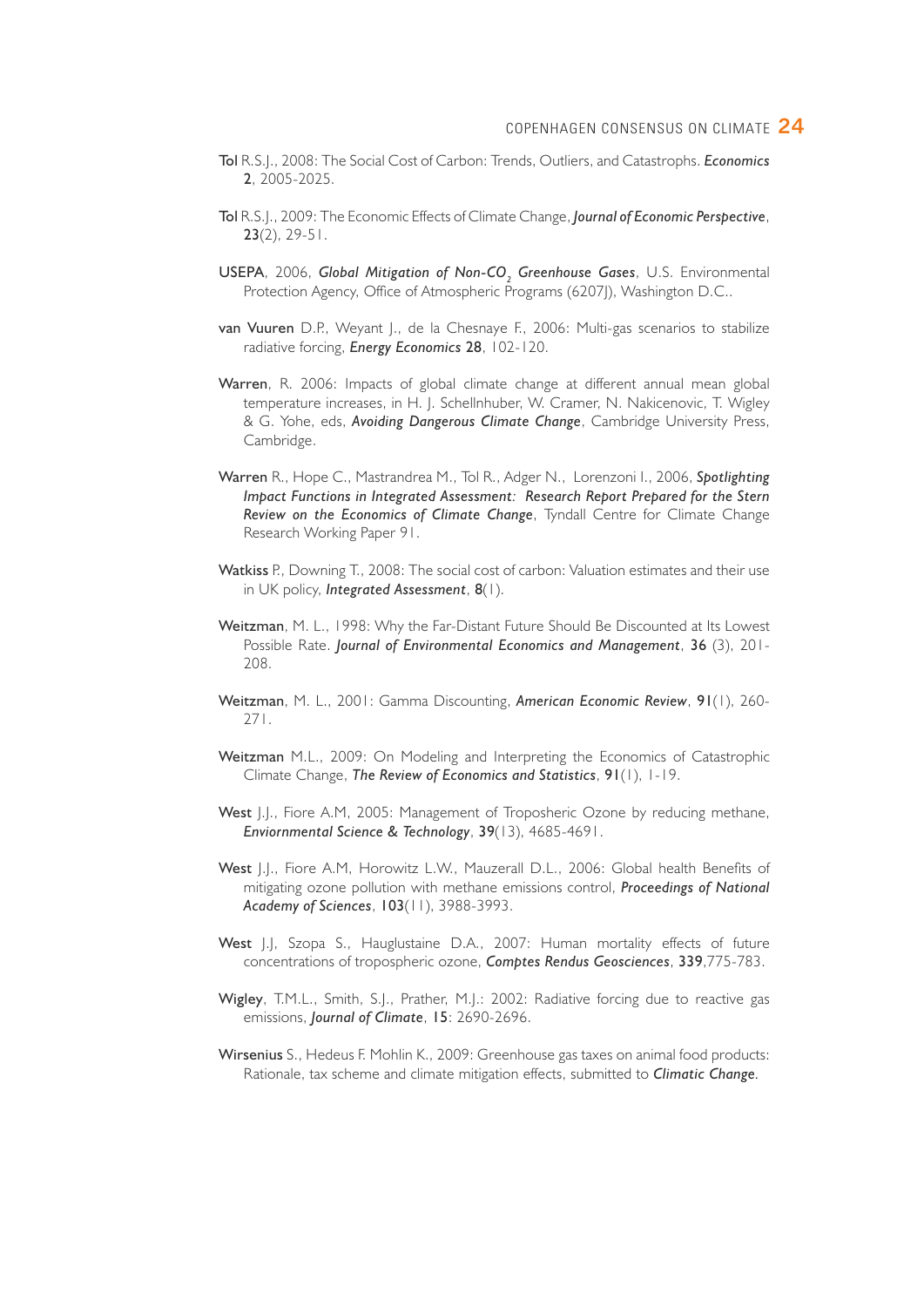**Tol** R.S.J., 2008: The Social Cost of Carbon: Trends, Outliers, and Catastrophs. ***Economics*** **2**, 2005-2025.

**Tol** R.S.J., 2009: The Economic Effects of Climate Change, ***Journal of Economic Perspective***, **23**(2), 29-51.

**USEPA**, 2006, ***Global Mitigation of Non-$CO_2$ Greenhouse Gases***, U.S. Environmental Protection Agency, Office of Atmospheric Programs (6207J), Washington D.C..

**van Vuuren** D.P., Weyant J., de la Chesnaye F., 2006: Multi-gas scenarios to stabilize radiative forcing, ***Energy Economics*** **28**, 102-120.

**Warren**, R. 2006: Impacts of global climate change at different annual mean global temperature increases, in H. J. Schellnhuber, W. Cramer, N. Nakicenovic, T. Wigley & G. Yohe, eds, ***Avoiding Dangerous Climate Change***, Cambridge University Press, Cambridge.

**Warren** R., Hope C., Mastrandrea M., Tol R., Adger N., Lorenzoni I., 2006, ***Spotlighting Impact Functions in Integrated Assessment: Research Report Prepared for the Stern Review on the Economics of Climate Change***, Tyndall Centre for Climate Change Research Working Paper 91.

**Watkiss** P., Downing T., 2008: The social cost of carbon: Valuation estimates and their use in UK policy, ***Integrated Assessment***, **8**(1).

**Weitzman**, M. L., 1998: Why the Far-Distant Future Should Be Discounted at Its Lowest Possible Rate. ***Journal of Environmental Economics and Management***, **36** (3), 201-208.

**Weitzman**, M. L., 2001: Gamma Discounting, ***American Economic Review***, **91**(1), 260-271.

**Weitzman** M.L., 2009: On Modeling and Interpreting the Economics of Catastrophic Climate Change, ***The Review of Economics and Statistics***, **91**(1), 1-19.

**West** J.J., Fiore A.M, 2005: Management of Troposheric Ozone by reducing methane, ***Enviornmental Science & Technology***, **39**(13), 4685-4691.

**West** J.J., Fiore A.M, Horowitz L.W., Mauzerall D.L., 2006: Global health Benefits of mitigating ozone pollution with methane emissions control, ***Proceedings of National Academy of Sciences***, **103**(11), 3988-3993.

**West** J.J, Szopa S., Hauglustaine D.A., 2007: Human mortality effects of future concentrations of tropospheric ozone, ***Comptes Rendus Geosciences***, **339**,775-783.

**Wigley**, T.M.L., Smith, S.J., Prather, M.J.: 2002: Radiative forcing due to reactive gas emissions, ***Journal of Climate***, **15**: 2690-2696.

**Wirsenius** S., Hedeus F. Mohlin K., 2009: Greenhouse gas taxes on animal food products: Rationale, tax scheme and climate mitigation effects, submitted to ***Climatic Change***.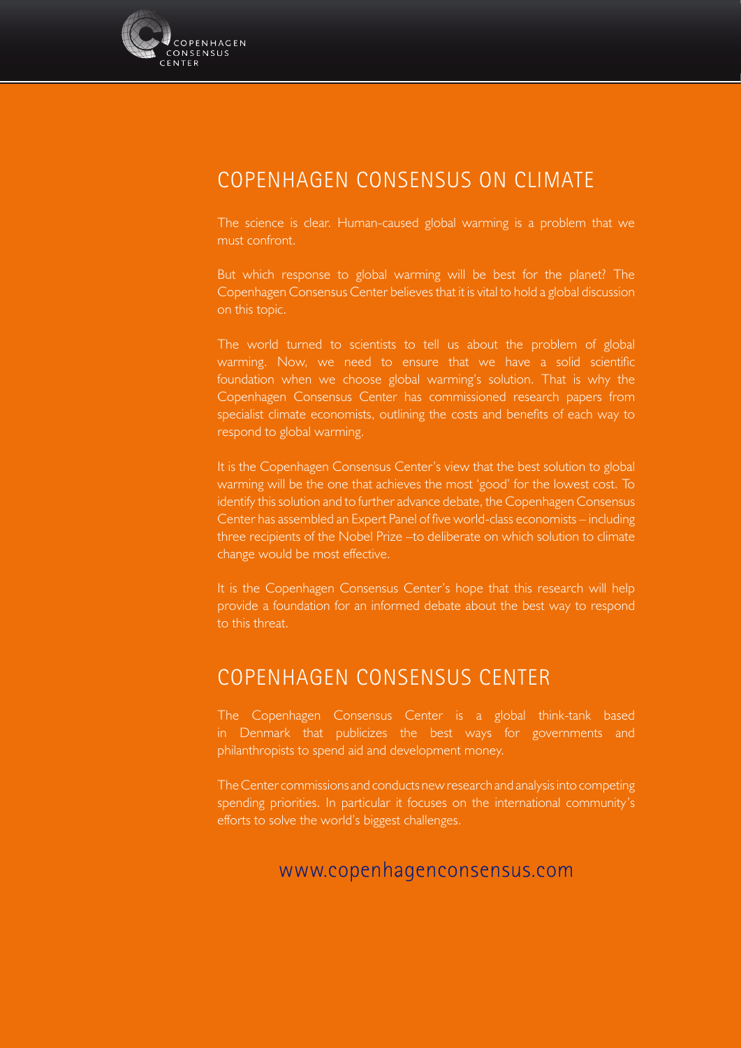# COPENHAGEN CONSENSUS ON CLIMATE

The science is clear. Human-caused global warming is a problem that we must confront.

But which response to global warming will be best for the planet? The Copenhagen Consensus Center believes that it is vital to hold a global discussion on this topic.

The world turned to scientists to tell us about the problem of global warming. Now, we need to ensure that we have a solid scientific foundation when we choose global warming's solution. That is why the Copenhagen Consensus Center has commissioned research papers from specialist climate economists, outlining the costs and benefits of each way to respond to global warming.

It is the Copenhagen Consensus Center's view that the best solution to global warming will be the one that achieves the most 'good' for the lowest cost. To identify this solution and to further advance debate, the Copenhagen Consensus Center has assembled an Expert Panel of five world-class economists – including three recipients of the Nobel Prize –to deliberate on which solution to climate change would be most effective.

It is the Copenhagen Consensus Center's hope that this research will help provide a foundation for an informed debate about the best way to respond to this threat.

# COPENHAGEN CONSENSUS CENTER

The Copenhagen Consensus Center is a global think-tank based in Denmark that publicizes the best ways for governments and philanthropists to spend aid and development money.

The Center commissions and conducts new research and analysis into competing spending priorities. In particular it focuses on the international community's efforts to solve the world's biggest challenges.

www.copenhagenconsensus.com